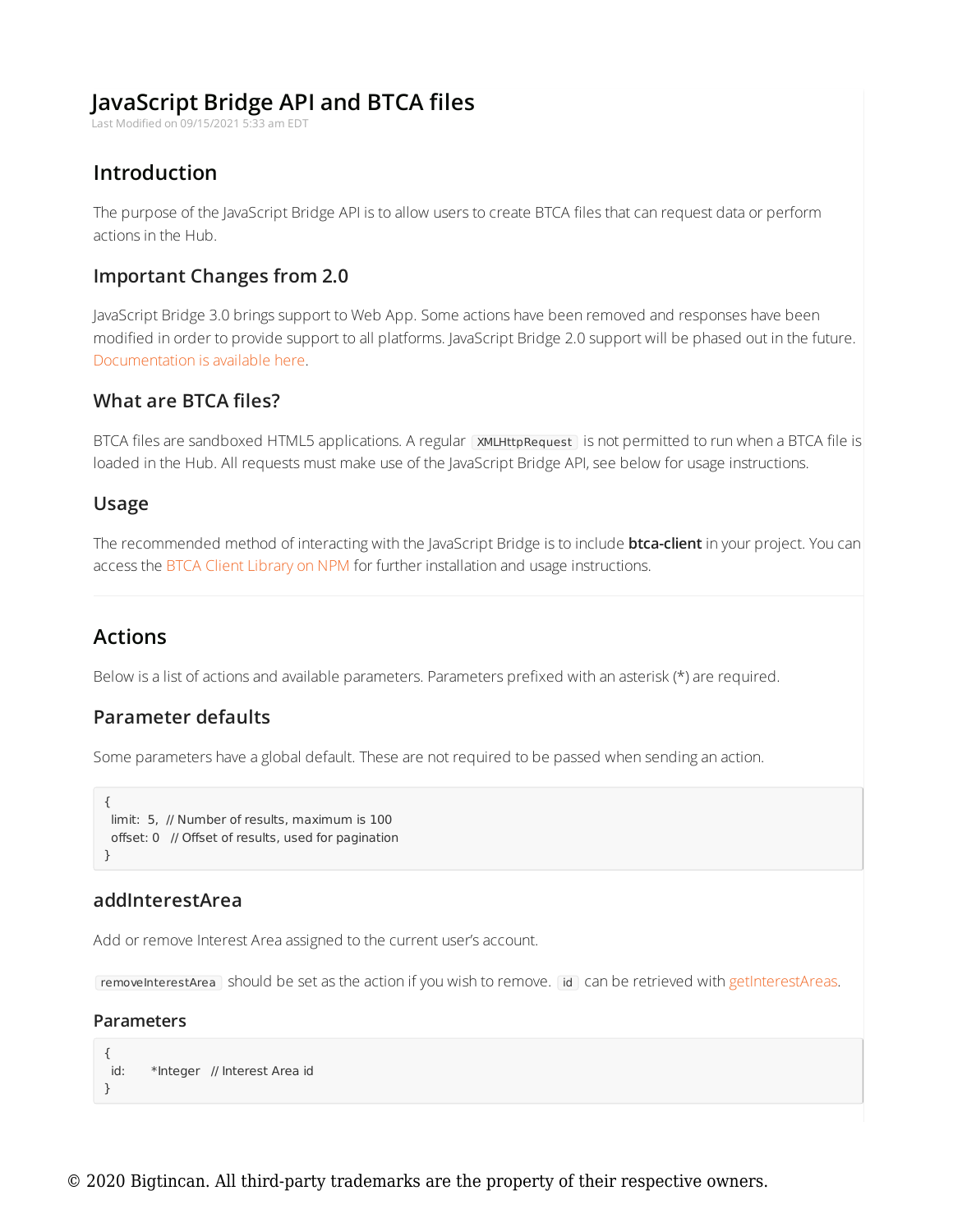# JavaScript Bridge API and BTCA files

Last Modified on 09/15/2021 5:33 am EDT

## Introduction

The purpose of the JavaScript Bridge API is to allow users to create BTCA files that can request data or perform actions in the Hub.

### Important Changes from 2.0

JavaScript Bridge 3.0 brings support to Web App. Some actions have been removed and responses have been modified in order to provide support to all platforms. JavaScript Bridge 2.0 support will be phased out in the future. Documentation is available here.

### What are BTCA files?

BTCA files are sandboxed HTML5 applications. A regular `XMLHttpRequest` is not permitted to run when a BTCA file is loaded in the Hub. All requests must make use of the JavaScript Bridge API, see below for usage instructions.

### Usage

The recommended method of interacting with the JavaScript Bridge is to include **btca-client** in your project. You can access the BTCA Client Library on NPM for further installation and usage instructions.

---

## Actions

Below is a list of actions and available parameters. Parameters prefixed with an asterisk (*) are required.

### Parameter defaults

Some parameters have a global default. These are not required to be passed when sending an action.

```
{
  limit:  5,  // Number of results, maximum is 100
  offset: 0   // Offset of results, used for pagination
}
```

### addInterestArea

Add or remove Interest Area assigned to the current user's account.

`removeInterestArea` should be set as the action if you wish to remove. `id` can be retrieved with getInterestAreas.

#### Parameters

```
{
  id:      *Integer   // Interest Area id
}
```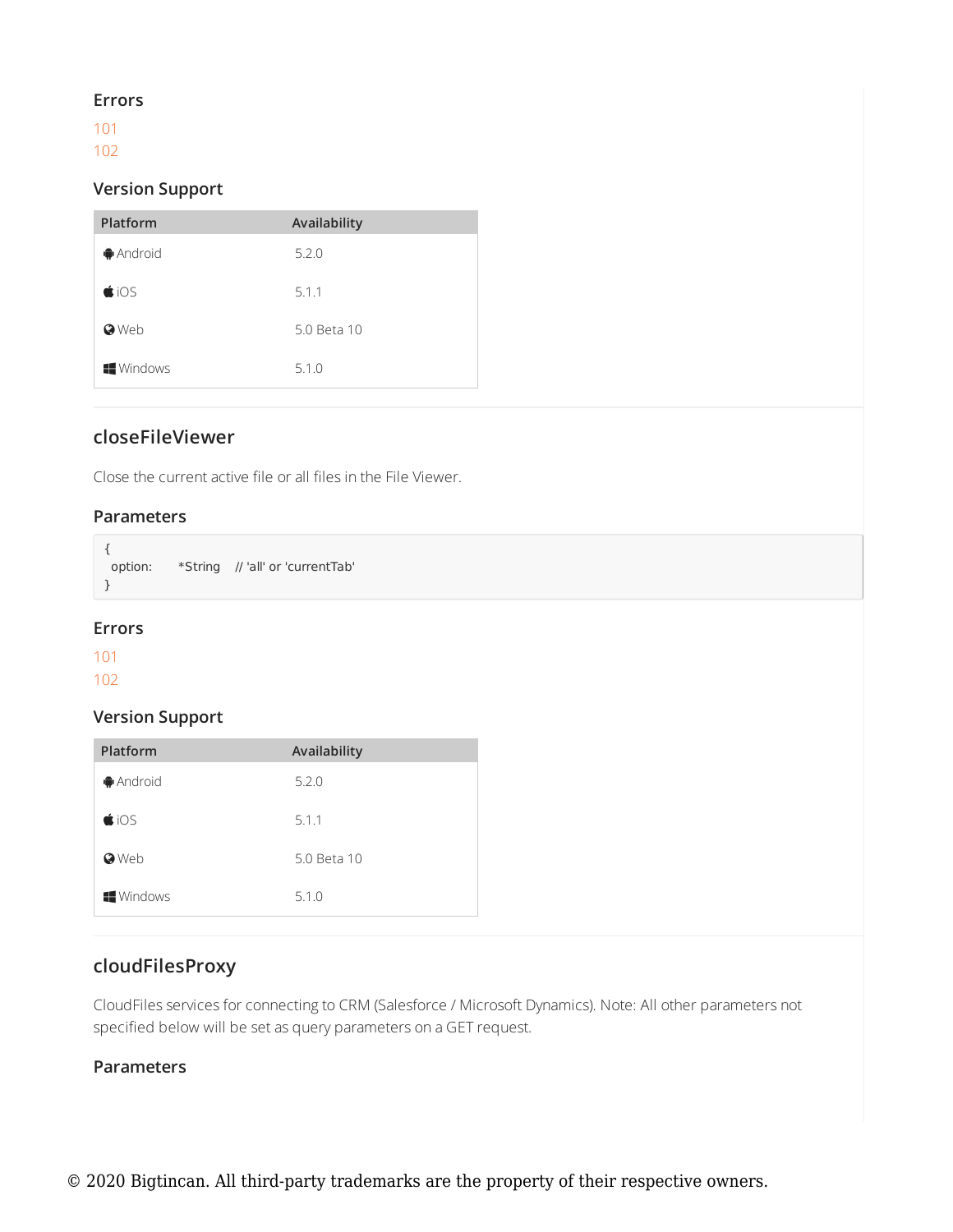### Errors

101
102

### Version Support

| Platform | Availability |
| --- | --- |
| Android | 5.2.0 |
| iOS | 5.1.1 |
| Web | 5.0 Beta 10 |
| Windows | 5.1.0 |

## closeFileViewer

Close the current active file or all files in the File Viewer.

### Parameters

```
{
  option:      *String    // 'all' or 'currentTab'
}
```

### Errors

101
102

### Version Support

| Platform | Availability |
| --- | --- |
| Android | 5.2.0 |
| iOS | 5.1.1 |
| Web | 5.0 Beta 10 |
| Windows | 5.1.0 |

## cloudFilesProxy

CloudFiles services for connecting to CRM (Salesforce / Microsoft Dynamics). Note: All other parameters not specified below will be set as query parameters on a GET request.

### Parameters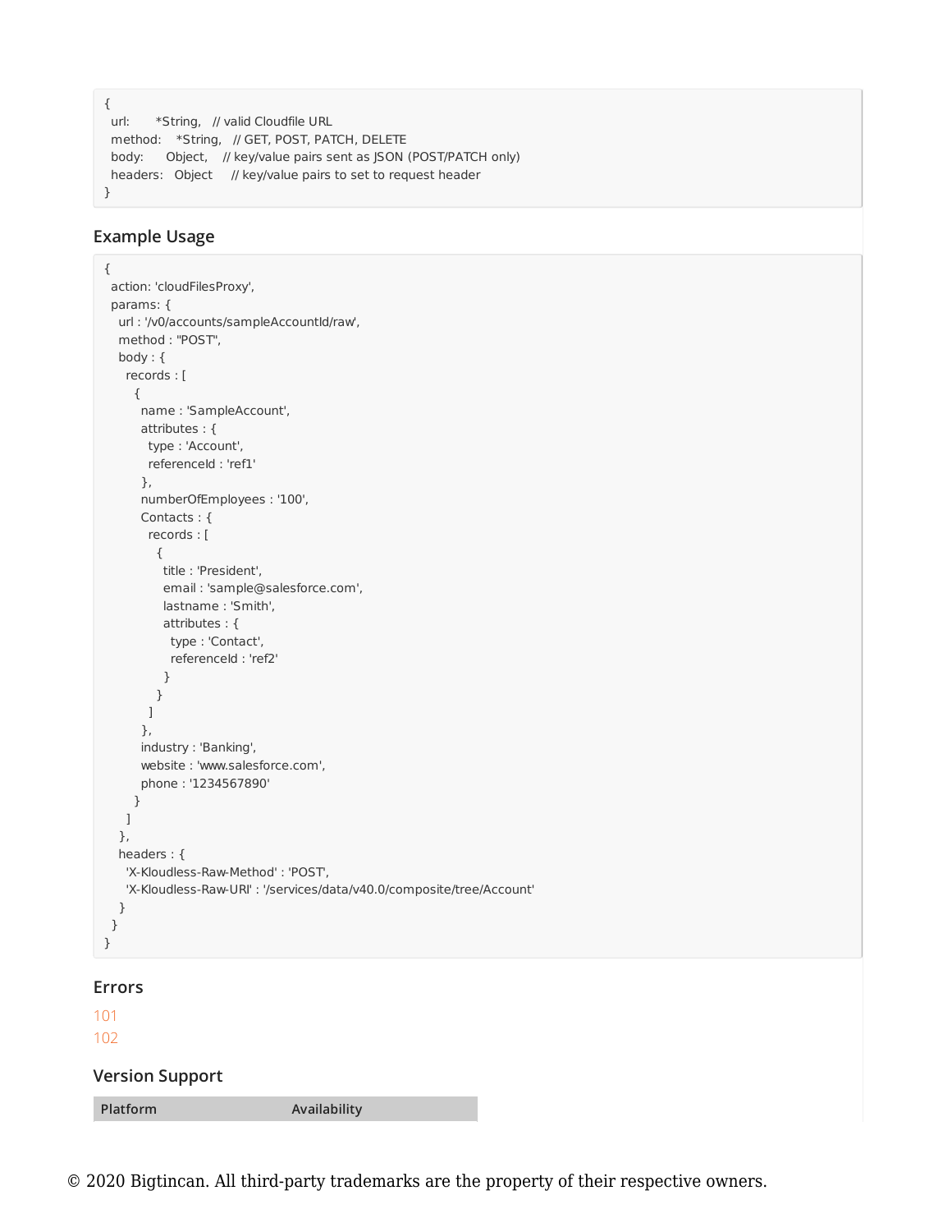```
{
  url:       *String,   // valid Cloudfile URL
  method:    *String,   // GET, POST, PATCH, DELETE
  body:      Object,    // key/value pairs sent as JSON (POST/PATCH only)
  headers:   Object     // key/value pairs to set to request header
}
```

## Example Usage

```
{
  action: 'cloudFilesProxy',
  params: {
    url : '/v0/accounts/sampleAccountId/raw',
    method : "POST",
    body : {
      records : [
        {
          name : 'SampleAccount',
          attributes : {
            type : 'Account',
            referenceId : 'ref1'
          },
          numberOfEmployees : '100',
          Contacts : {
            records : [
              {
                title : 'President',
                email : 'sample@salesforce.com',
                lastname : 'Smith',
                attributes : {
                  type : 'Contact',
                  referenceId : 'ref2'
                }
              }
            ]
          },
          industry : 'Banking',
          website : 'www.salesforce.com',
          phone : '1234567890'
        }
      ]
    },
    headers : {
      'X-Kloudless-Raw-Method' : 'POST',
      'X-Kloudless-Raw-URI' : '/services/data/v40.0/composite/tree/Account'
    }
  }
}
```

## Errors

101
102

## Version Support

| Platform | Availability |
| --- | --- |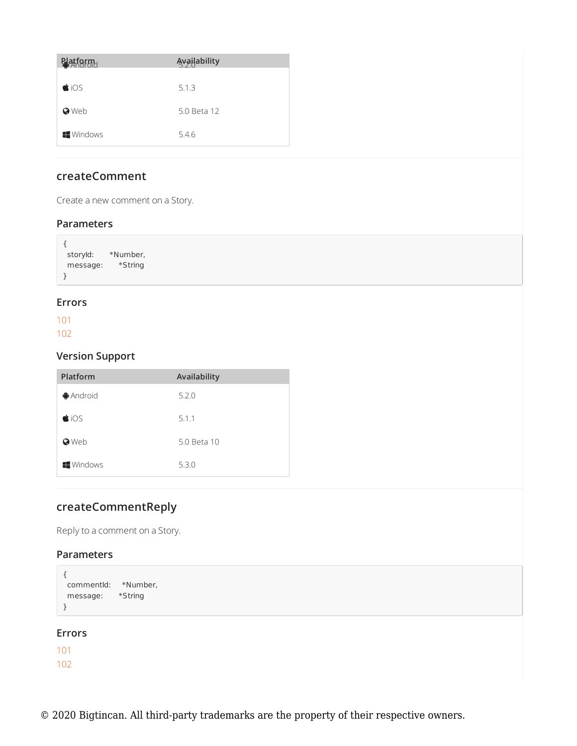| Platform | Availability |
| --- | --- |
| Android | 5.2.0 |
| iOS | 5.1.3 |
| Web | 5.0 Beta 12 |
| Windows | 5.4.6 |

## createComment

Create a new comment on a Story.

### Parameters

```
{
  storyId:      *Number,
  message:      *String
}
```

### Errors

101
102

### Version Support

| Platform | Availability |
| --- | --- |
| Android | 5.2.0 |
| iOS | 5.1.1 |
| Web | 5.0 Beta 10 |
| Windows | 5.3.0 |

## createCommentReply

Reply to a comment on a Story.

### Parameters

```
{
  commentId:    *Number,
  message:      *String
}
```

### Errors

101
102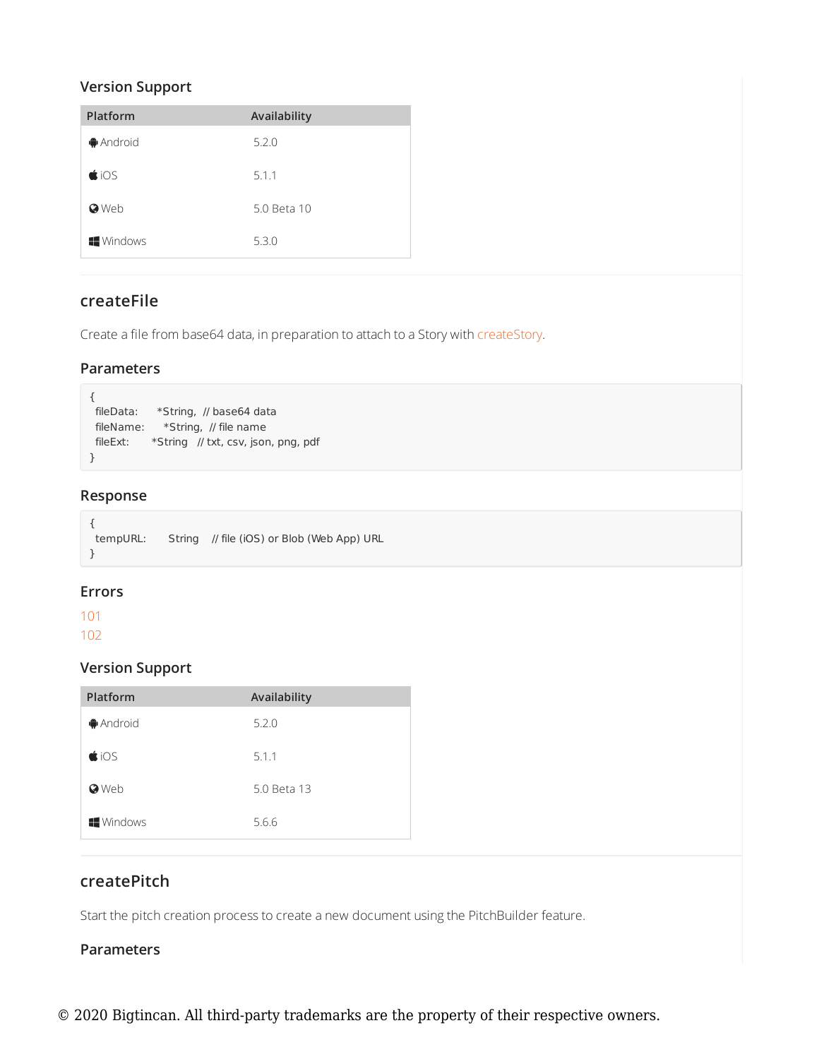### Version Support

| Platform | Availability |
| --- | --- |
| Android | 5.2.0 |
| iOS | 5.1.1 |
| Web | 5.0 Beta 10 |
| Windows | 5.3.0 |

## createFile

Create a file from base64 data, in preparation to attach to a Story with createStory.

### Parameters

```
{
  fileData:     *String,  // base64 data
  fileName:     *String,  // file name
  fileExt:      *String   // txt, csv, json, png, pdf
}
```

### Response

```
{
  tempURL:      String    // file (iOS) or Blob (Web App) URL
}
```

### Errors

101
102

### Version Support

| Platform | Availability |
| --- | --- |
| Android | 5.2.0 |
| iOS | 5.1.1 |
| Web | 5.0 Beta 13 |
| Windows | 5.6.6 |

## createPitch

Start the pitch creation process to create a new document using the PitchBuilder feature.

### Parameters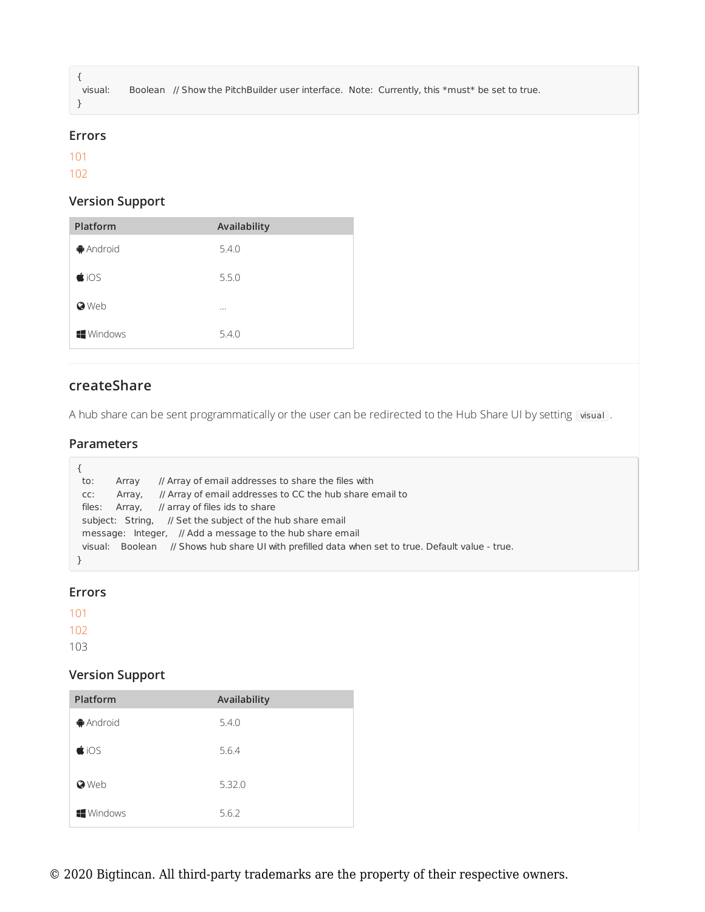```
{
  visual:      Boolean   // Show the PitchBuilder user interface.  Note:  Currently, this *must* be set to true.
}
```

### Errors

101
102

### Version Support

| Platform | Availability |
| --- | --- |
| Android | 5.4.0 |
| iOS | 5.5.0 |
| Web | ... |
| Windows | 5.4.0 |

## createShare

A hub share can be sent programmatically or the user can be redirected to the Hub Share UI by setting `visual`.

### Parameters

```
{
  to:        Array      // Array of email addresses to share the files with
  cc:        Array,     // Array of email addresses to CC the hub share email to
  files:     Array,     // array of files ids to share
  subject:   String,    // Set the subject of the hub share email
  message:   Integer,   // Add a message to the hub share email
  visual:    Boolean    // Shows hub share UI with prefilled data when set to true. Default value - true.
}
```

### Errors

101
102
103

### Version Support

| Platform | Availability |
| --- | --- |
| Android | 5.4.0 |
| iOS | 5.6.4 |
| Web | 5.32.0 |
| Windows | 5.6.2 |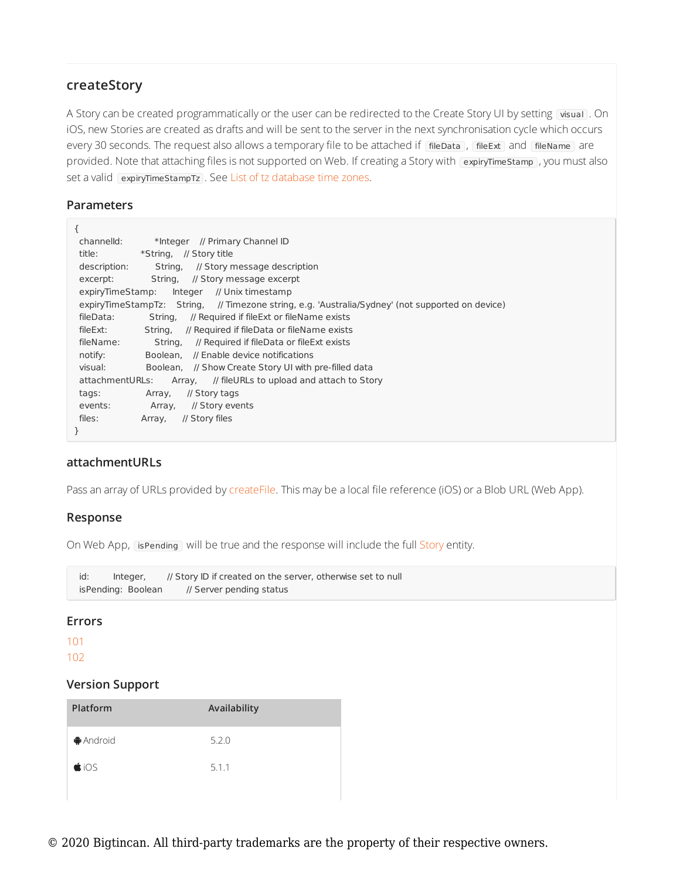## createStory

A Story can be created programmatically or the user can be redirected to the Create Story UI by setting `visual`. On iOS, new Stories are created as drafts and will be sent to the server in the next synchronisation cycle which occurs every 30 seconds. The request also allows a temporary file to be attached if `fileData`, `fileExt` and `fileName` are provided. Note that attaching files is not supported on Web. If creating a Story with `expiryTimeStamp`, you must also set a valid `expiryTimeStampTz`. See List of tz database time zones.

### Parameters

```
{
  channelId:          *Integer    // Primary Channel ID
  title:              *String,    // Story title
  description:         String,    // Story message description
  excerpt:             String,    // Story message excerpt
  expiryTimeStamp:     Integer    // Unix timestamp
  expiryTimeStampTz:   String,    // Timezone string, e.g. 'Australia/Sydney' (not supported on device)
  fileData:            String,    // Required if fileExt or fileName exists
  fileExt:             String,    // Required if fileData or fileName exists
  fileName:            String,    // Required if fileData or fileExt exists
  notify:              Boolean,   // Enable device notifications
  visual:              Boolean,   // Show Create Story UI with pre-filled data
  attachmentURLs:      Array,     // fileURLs to upload and attach to Story
  tags:                Array,     // Story tags
  events:              Array,     // Story events
  files:               Array,     // Story files
}
```

### attachmentURLs

Pass an array of URLs provided by createFile. This may be a local file reference (iOS) or a Blob URL (Web App).

### Response

On Web App, `isPending` will be true and the response will include the full Story entity.

```
id:         Integer,    // Story ID if created on the server, otherwise set to null
isPending:  Boolean     // Server pending status
```

### Errors

101
102

### Version Support

| Platform | Availability |
| --- | --- |
| Android | 5.2.0 |
| iOS | 5.1.1 |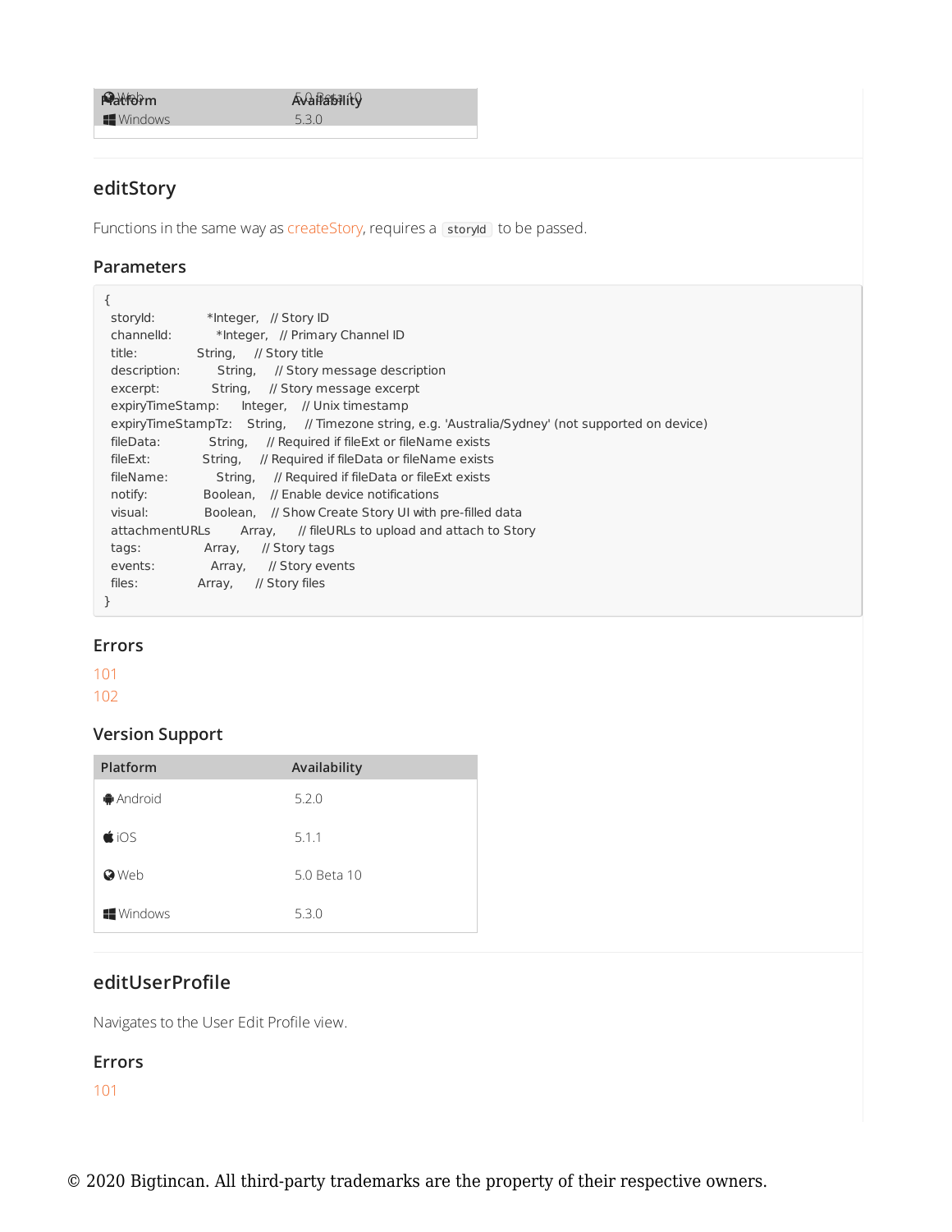| Platform | Availability |
| --- | --- |
| Web | 5.0 Beta 10 |
| Windows | 5.3.0 |

## editStory

Functions in the same way as createStory, requires a `storyId` to be passed.

### Parameters

```
{
  storyId:            *Integer,   // Story ID
  channelId:          *Integer,   // Primary Channel ID
  title:              String,     // Story title
  description:        String,     // Story message description
  excerpt:            String,     // Story message excerpt
  expiryTimeStamp:    Integer,    // Unix timestamp
  expiryTimeStampTz:  String,     // Timezone string, e.g. 'Australia/Sydney' (not supported on device)
  fileData:           String,     // Required if fileExt or fileName exists
  fileExt:            String,     // Required if fileData or fileName exists
  fileName:           String,     // Required if fileData or fileExt exists
  notify:             Boolean,    // Enable device notifications
  visual:             Boolean,    // Show Create Story UI with pre-filled data
  attachmentURLs      Array,      // fileURLs to upload and attach to Story
  tags:               Array,      // Story tags
  events:             Array,      // Story events
  files:              Array,      // Story files
}
```

### Errors

101
102

### Version Support

| Platform | Availability |
| --- | --- |
| Android | 5.2.0 |
| iOS | 5.1.1 |
| Web | 5.0 Beta 10 |
| Windows | 5.3.0 |

## editUserProfile

Navigates to the User Edit Profile view.

### Errors

101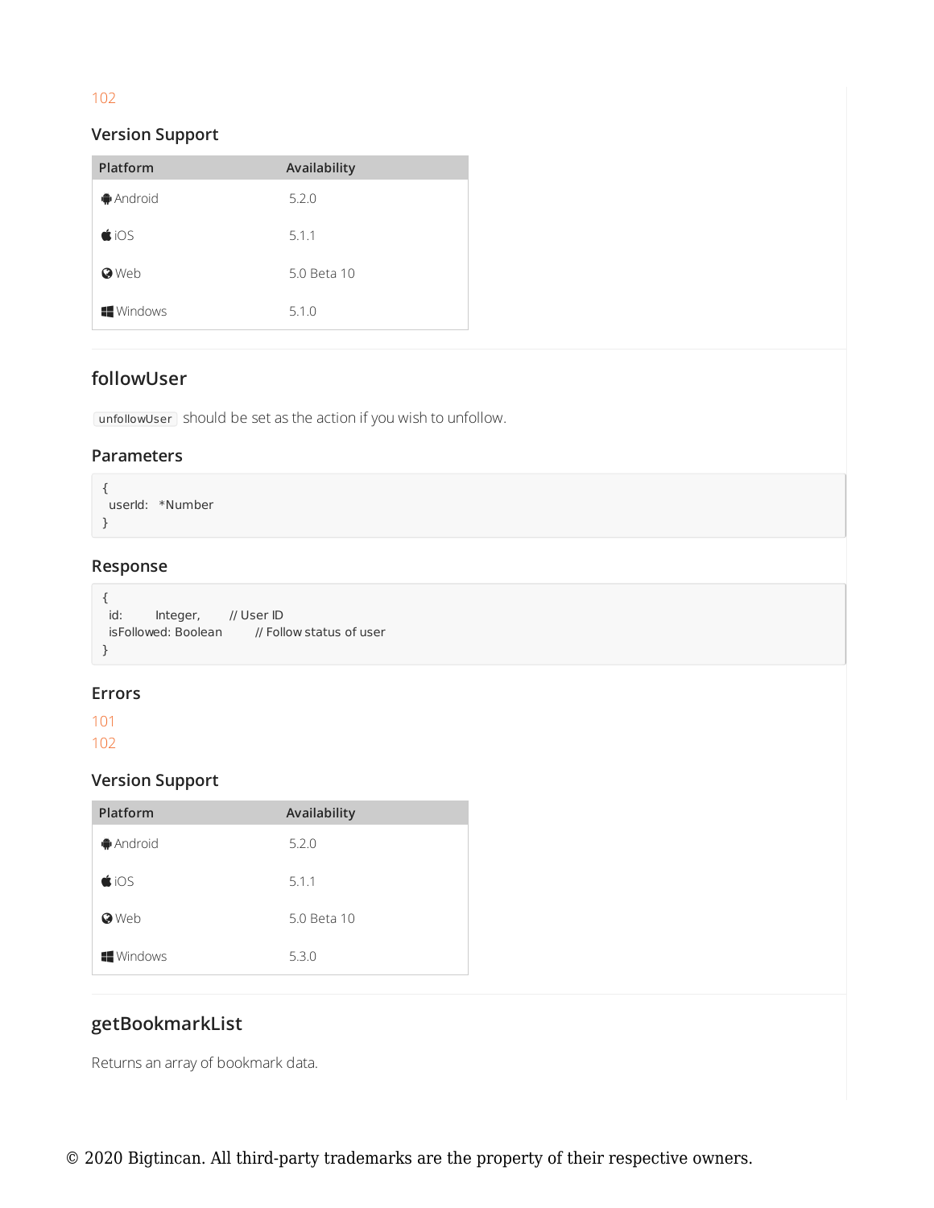102

### Version Support

| Platform | Availability |
| --- | --- |
| Android | 5.2.0 |
| iOS | 5.1.1 |
| Web | 5.0 Beta 10 |
| Windows | 5.1.0 |

## followUser

`unfollowUser` should be set as the action if you wish to unfollow.

### Parameters

```
{
  userId:   *Number
}
```

### Response

```
{
  id:        Integer,       // User ID
  isFollowed: Boolean        // Follow status of user
}
```

### Errors

101
102

### Version Support

| Platform | Availability |
| --- | --- |
| Android | 5.2.0 |
| iOS | 5.1.1 |
| Web | 5.0 Beta 10 |
| Windows | 5.3.0 |

## getBookmarkList

Returns an array of bookmark data.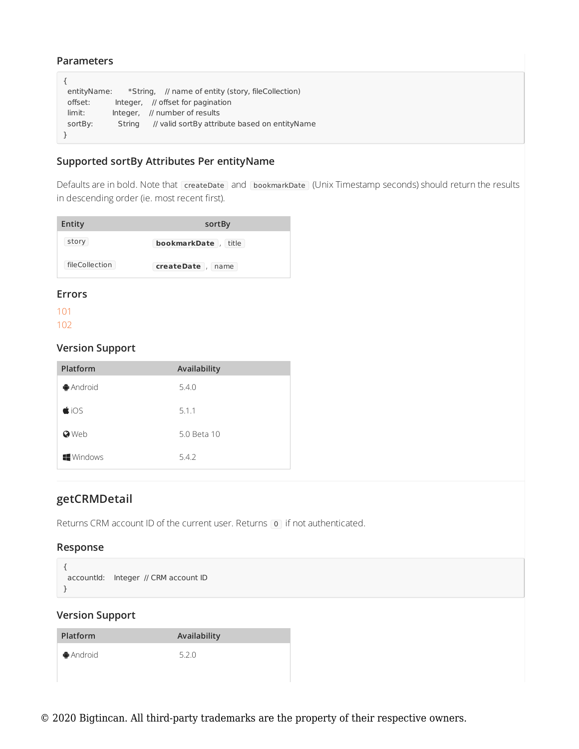### Parameters

```
{
  entityName:      *String,    // name of entity (story, fileCollection)
  offset:          Integer,    // offset for pagination
  limit:           Integer,    // number of results
  sortBy:          String      // valid sortBy attribute based on entityName
}
```

### Supported sortBy Attributes Per entityName

Defaults are in bold. Note that `createDate` and `bookmarkDate` (Unix Timestamp seconds) should return the results in descending order (ie. most recent first).

| Entity | sortBy |
| --- | --- |
| `story` | **`bookmarkDate`** , `title` |
| `fileCollection` | **`createDate`** , `name` |

### Errors

101
102

### Version Support

| Platform | Availability |
| --- | --- |
| Android | 5.4.0 |
| iOS | 5.1.1 |
| Web | 5.0 Beta 10 |
| Windows | 5.4.2 |

## getCRMDetail

Returns CRM account ID of the current user. Returns `0` if not authenticated.

### Response

```
{
  accountId:    Integer  // CRM account ID
}
```

### Version Support

| Platform | Availability |
| --- | --- |
| Android | 5.2.0 |

© 2020 Bigtincan. All third-party trademarks are the property of their respective owners.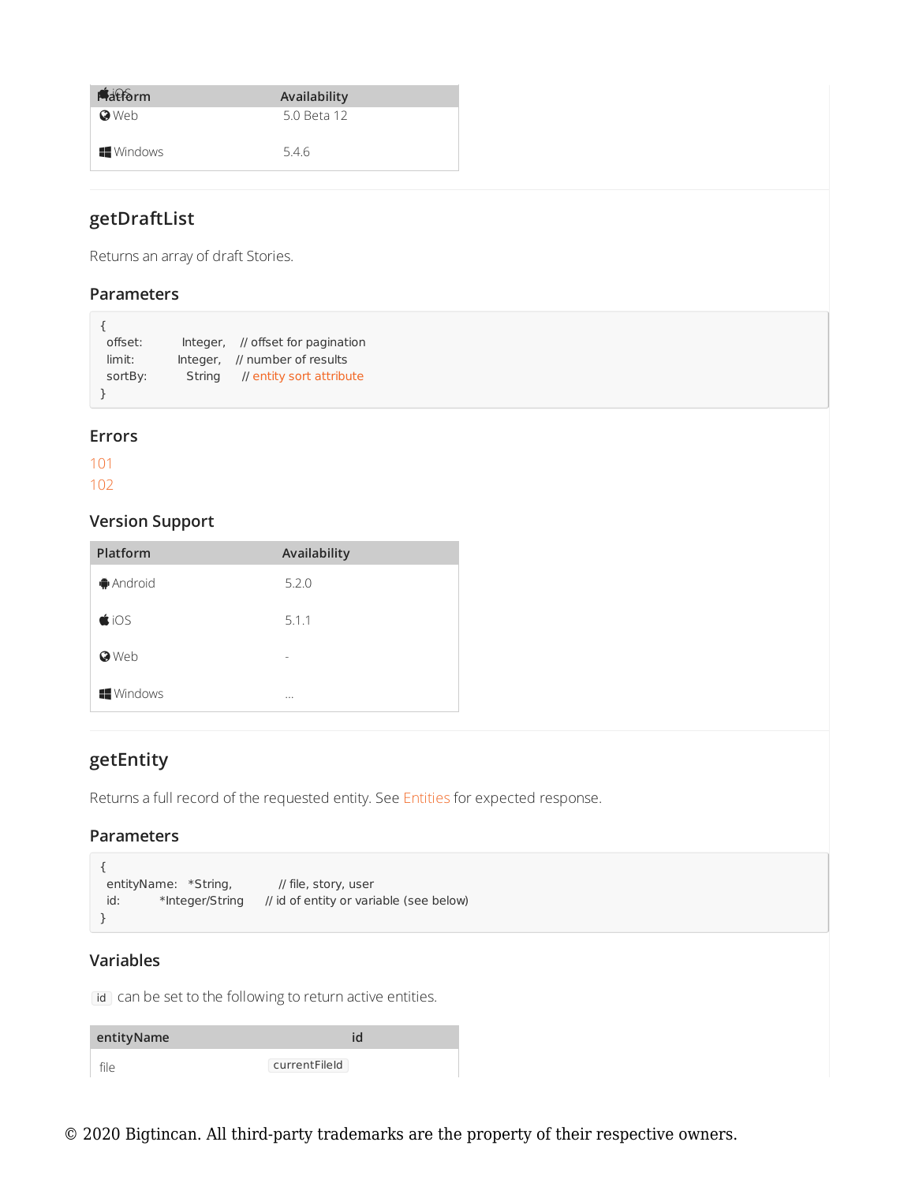| Platform | Availability |
| --- | --- |
| iOS | |
| Web | 5.0 Beta 12 |
| Windows | 5.4.6 |

## getDraftList

Returns an array of draft Stories.

### Parameters

```
{
  offset:       Integer,   // offset for pagination
  limit:        Integer,   // number of results
  sortBy:       String     // entity sort attribute
}
```

### Errors

101
102

### Version Support

| Platform | Availability |
| --- | --- |
| Android | 5.2.0 |
| iOS | 5.1.1 |
| Web | - |
| Windows | ... |

## getEntity

Returns a full record of the requested entity. See Entities for expected response.

### Parameters

```
{
  entityName:   *String,           // file, story, user
  id:           *Integer/String    // id of entity or variable (see below)
}
```

### Variables

`id` can be set to the following to return active entities.

| entityName | id |
| --- | --- |
| file | `currentFileId` |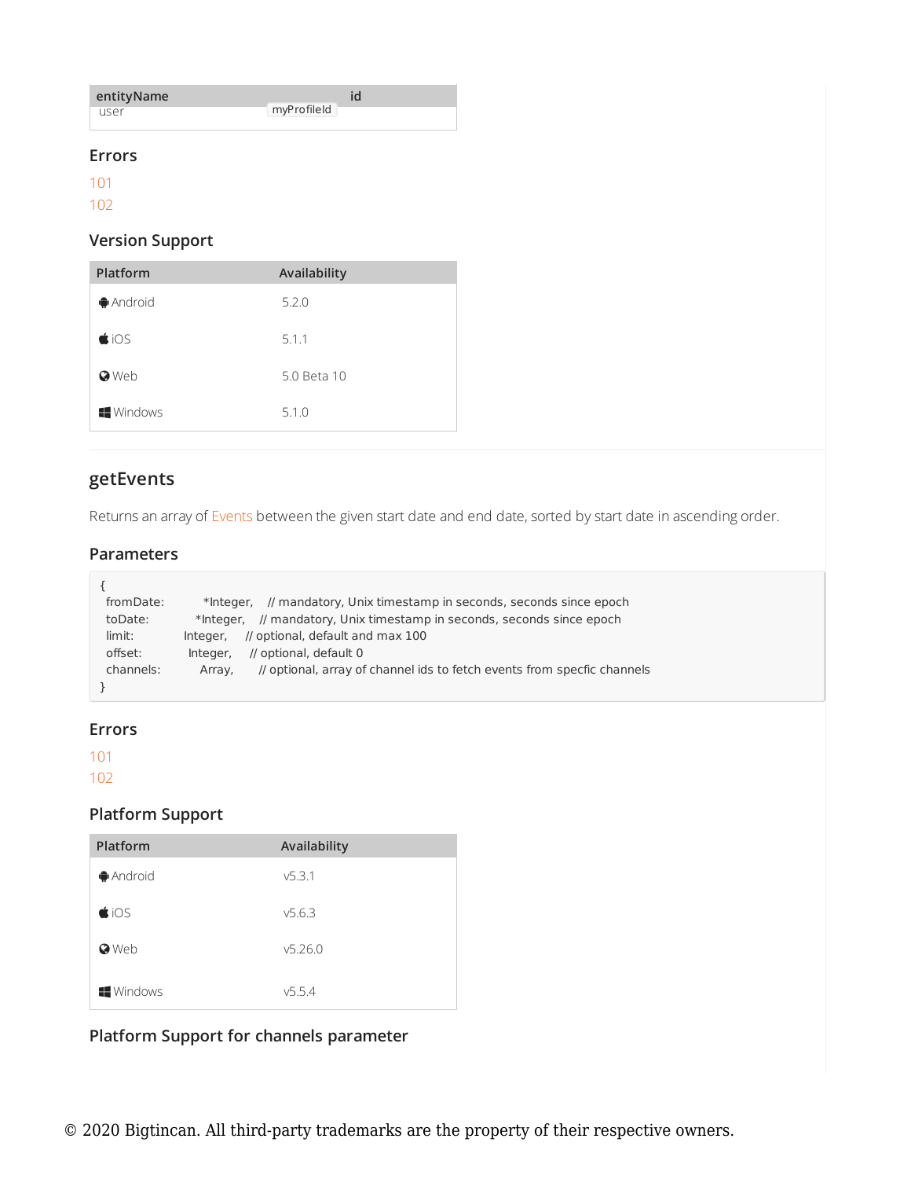| entityName | id |
| --- | --- |
| user | myProfileId |

### Errors

101
102

### Version Support

| Platform | Availability |
| --- | --- |
| Android | 5.2.0 |
| iOS | 5.1.1 |
| Web | 5.0 Beta 10 |
| Windows | 5.1.0 |

## getEvents

Returns an array of Events between the given start date and end date, sorted by start date in ascending order.

### Parameters

```
{
  fromDate:      *Integer,   // mandatory, Unix timestamp in seconds, seconds since epoch
  toDate:        *Integer,   // mandatory, Unix timestamp in seconds, seconds since epoch
  limit:         Integer,    // optional, default and max 100
  offset:        Integer,    // optional, default 0
  channels:      Array,      // optional, array of channel ids to fetch events from specfic channels
}
```

### Errors

101
102

### Platform Support

| Platform | Availability |
| --- | --- |
| Android | v5.3.1 |
| iOS | v5.6.3 |
| Web | v5.26.0 |
| Windows | v5.5.4 |

### Platform Support for channels parameter

© 2020 Bigtincan. All third-party trademarks are the property of their respective owners.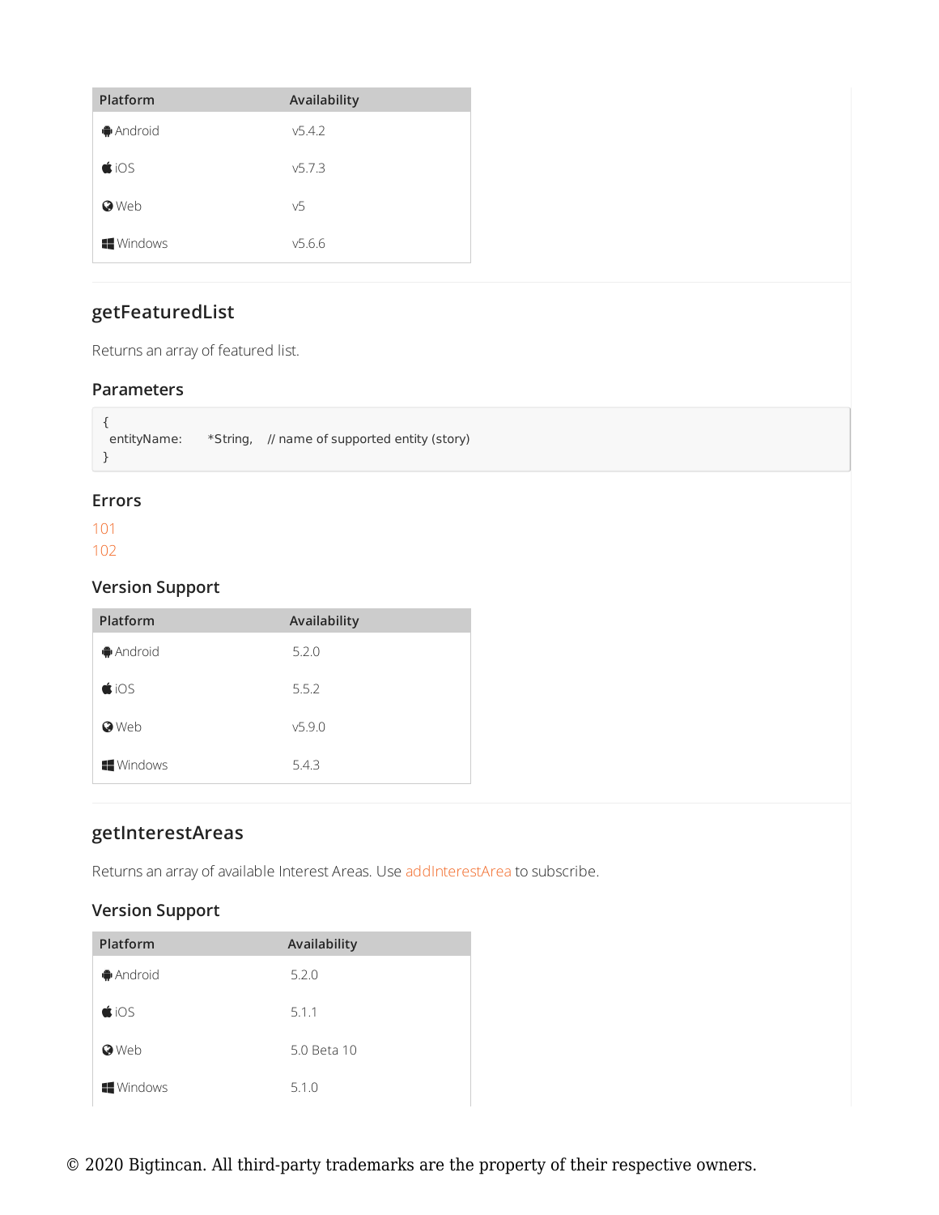| Platform | Availability |
| --- | --- |
| Android | v5.4.2 |
| iOS | v5.7.3 |
| Web | v5 |
| Windows | v5.6.6 |

## getFeaturedList

Returns an array of featured list.

### Parameters

```
{
  entityName:      *String,    // name of supported entity (story)
}
```

### Errors

101
102

### Version Support

| Platform | Availability |
| --- | --- |
| Android | 5.2.0 |
| iOS | 5.5.2 |
| Web | v5.9.0 |
| Windows | 5.4.3 |

## getInterestAreas

Returns an array of available Interest Areas. Use addInterestArea to subscribe.

### Version Support

| Platform | Availability |
| --- | --- |
| Android | 5.2.0 |
| iOS | 5.1.1 |
| Web | 5.0 Beta 10 |
| Windows | 5.1.0 |

© 2020 Bigtincan. All third-party trademarks are the property of their respective owners.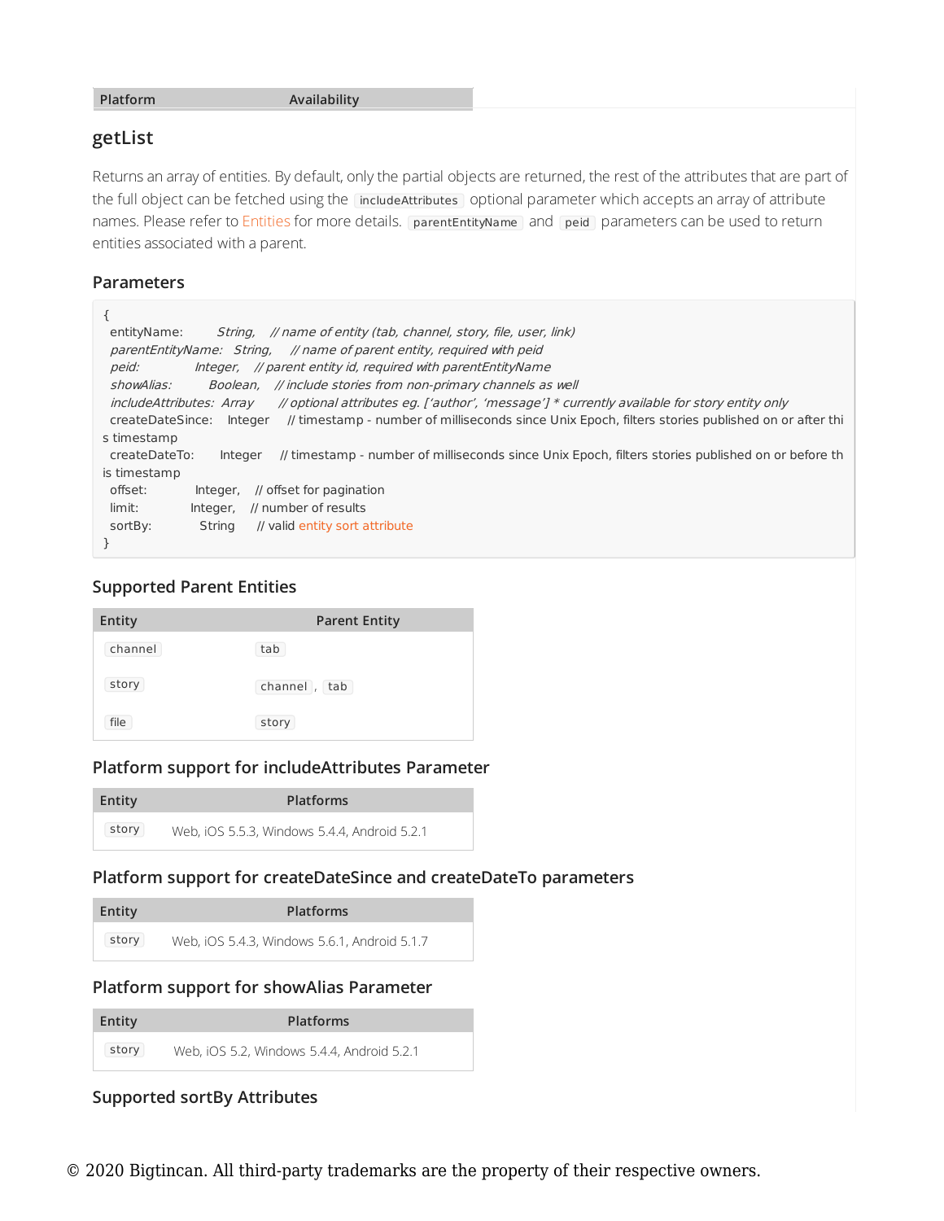| Platform | Availability |
|---|---|

## getList

Returns an array of entities. By default, only the partial objects are returned, the rest of the attributes that are part of the full object can be fetched using the `includeAttributes` optional parameter which accepts an array of attribute names. Please refer to Entities for more details. `parentEntityName` and `peid` parameters can be used to return entities associated with a parent.

### Parameters

```
{
  entityName:        String,    // name of entity (tab, channel, story, file, user, link)
  parentEntityName:  String,    // name of parent entity, required with peid
  peid:              Integer,   // parent entity id, required with parentEntityName
  showAlias:         Boolean,   // include stories from non-primary channels as well
  includeAttributes: Array      // optional attributes eg. ['author', 'message'] * currently available for story entity only
  createDateSince:   Integer    // timestamp - number of milliseconds since Unix Epoch, filters stories published on or after this timestamp
  createDateTo:      Integer    // timestamp - number of milliseconds since Unix Epoch, filters stories published on or before this timestamp
  offset:            Integer,   // offset for pagination
  limit:             Integer,   // number of results
  sortBy:            String     // valid entity sort attribute
}
```

### Supported Parent Entities

| Entity | Parent Entity |
|---|---|
| `channel` | `tab` |
| `story` | `channel`, `tab` |
| `file` | `story` |

### Platform support for includeAttributes Parameter

| Entity | Platforms |
|---|---|
| `story` | Web, iOS 5.5.3, Windows 5.4.4, Android 5.2.1 |

### Platform support for createDateSince and createDateTo parameters

| Entity | Platforms |
|---|---|
| `story` | Web, iOS 5.4.3, Windows 5.6.1, Android 5.1.7 |

### Platform support for showAlias Parameter

| Entity | Platforms |
|---|---|
| `story` | Web, iOS 5.2, Windows 5.4.4, Android 5.2.1 |

### Supported sortBy Attributes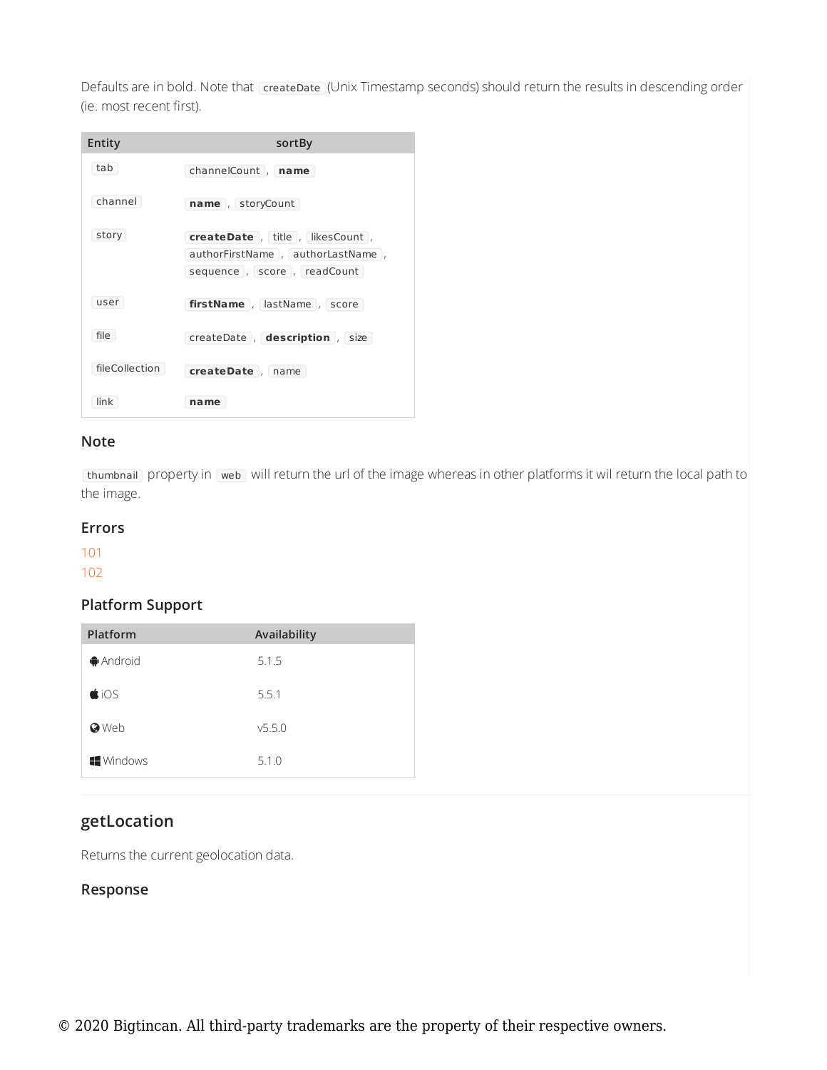Defaults are in bold. Note that `createDate` (Unix Timestamp seconds) should return the results in descending order (ie. most recent first).

| Entity | sortBy |
|---|---|
| `tab` | `channelCount`, **`name`** |
| `channel` | **`name`**, `storyCount` |
| `story` | **`createDate`**, `title`, `likesCount`, `authorFirstName`, `authorLastName`, `sequence`, `score`, `readCount` |
| `user` | **`firstName`**, `lastName`, `score` |
| `file` | `createDate`, **`description`**, `size` |
| `fileCollection` | **`createDate`**, `name` |
| `link` | **`name`** |

### Note

`thumbnail` property in `web` will return the url of the image whereas in other platforms it wil return the local path to the image.

### Errors

101
102

### Platform Support

| Platform | Availability |
|---|---|
| Android | 5.1.5 |
| iOS | 5.5.1 |
| Web | v5.5.0 |
| Windows | 5.1.0 |

## getLocation

Returns the current geolocation data.

### Response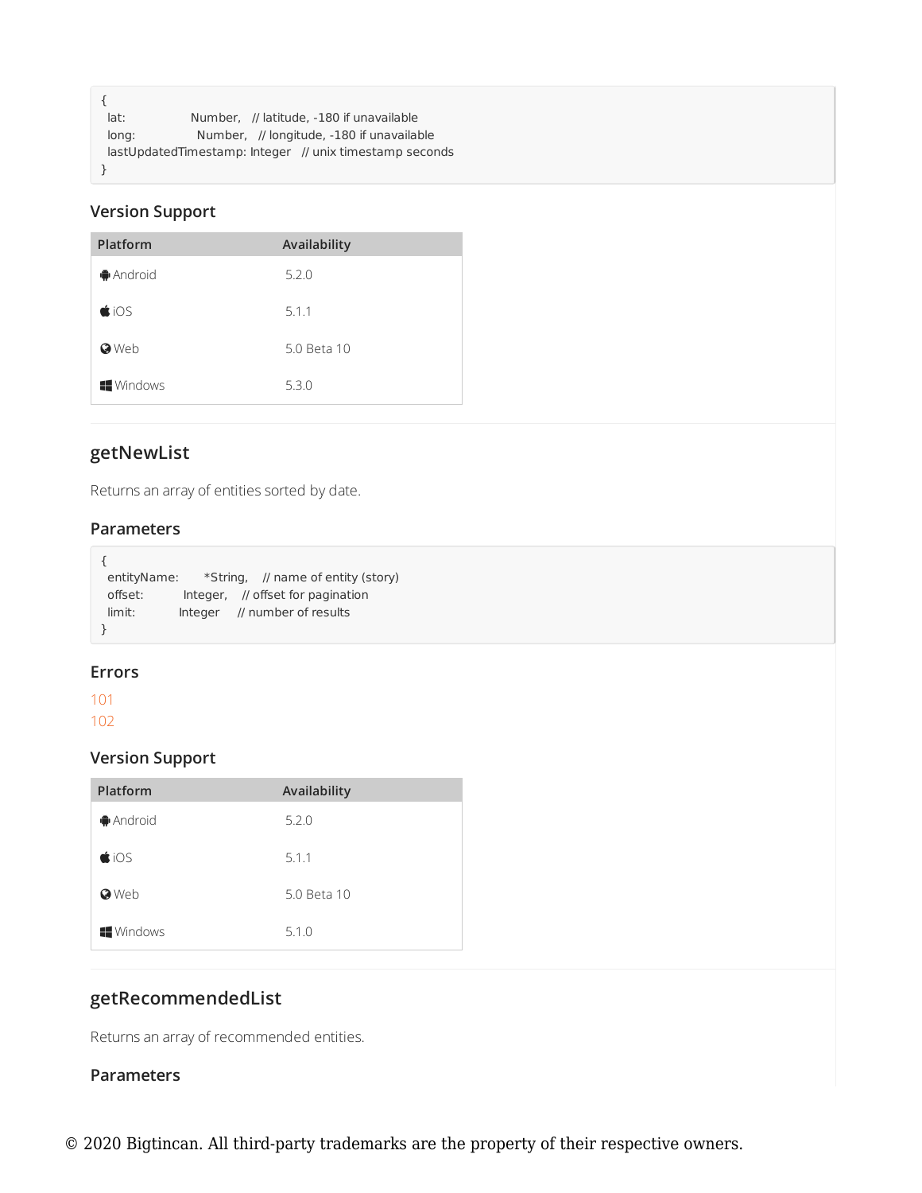```
{
  lat:              Number,   // latitude, -180 if unavailable
  long:             Number,   // longitude, -180 if unavailable
  lastUpdatedTimestamp: Integer   // unix timestamp seconds
}
```

### Version Support

| Platform | Availability |
| --- | --- |
| Android | 5.2.0 |
| iOS | 5.1.1 |
| Web | 5.0 Beta 10 |
| Windows | 5.3.0 |

## getNewList

Returns an array of entities sorted by date.

### Parameters

```
{
  entityName:     *String,    // name of entity (story)
  offset:         Integer,    // offset for pagination
  limit:          Integer     // number of results
}
```

### Errors

101
102

### Version Support

| Platform | Availability |
| --- | --- |
| Android | 5.2.0 |
| iOS | 5.1.1 |
| Web | 5.0 Beta 10 |
| Windows | 5.1.0 |

## getRecommendedList

Returns an array of recommended entities.

### Parameters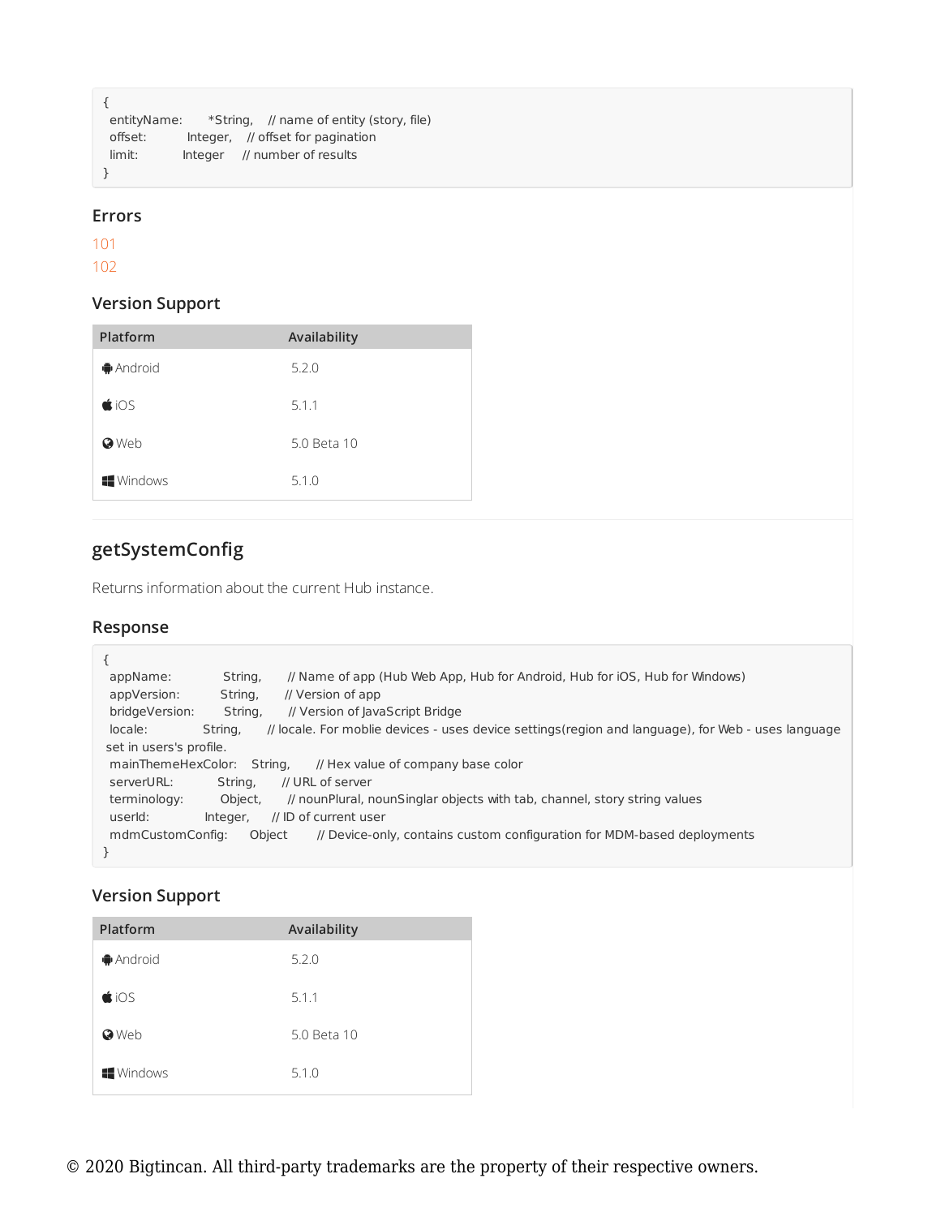```
{
  entityName:     *String,   // name of entity (story, file)
  offset:         Integer,   // offset for pagination
  limit:          Integer    // number of results
}
```

### Errors

101
102

### Version Support

| Platform | Availability |
| --- | --- |
| Android | 5.2.0 |
| iOS | 5.1.1 |
| Web | 5.0 Beta 10 |
| Windows | 5.1.0 |

## getSystemConfig

Returns information about the current Hub instance.

### Response

```
{
  appName:           String,     // Name of app (Hub Web App, Hub for Android, Hub for iOS, Hub for Windows)
  appVersion:        String,     // Version of app
  bridgeVersion:     String,     // Version of JavaScript Bridge
  locale:            String,     // locale. For moblie devices - uses device settings(region and language), for Web - uses language set in users's profile.
  mainThemeHexColor: String,     // Hex value of company base color
  serverURL:         String,     // URL of server
  terminology:       Object,     // nounPlural, nounSinglar objects with tab, channel, story string values
  userId:            Integer,    // ID of current user
  mdmCustomConfig:   Object      // Device-only, contains custom configuration for MDM-based deployments
}
```

### Version Support

| Platform | Availability |
| --- | --- |
| Android | 5.2.0 |
| iOS | 5.1.1 |
| Web | 5.0 Beta 10 |
| Windows | 5.1.0 |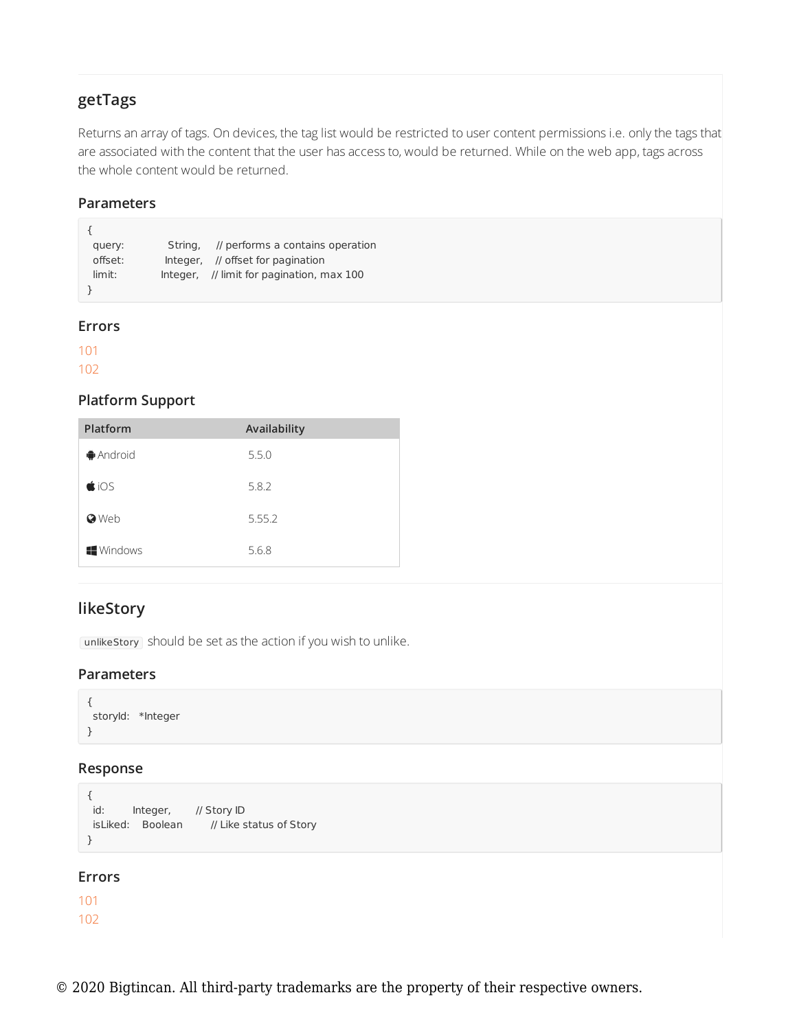## getTags

Returns an array of tags. On devices, the tag list would be restricted to user content permissions i.e. only the tags that are associated with the content that the user has access to, would be returned. While on the web app, tags across the whole content would be returned.

### Parameters

```
{
  query:        String,    // performs a contains operation
  offset:       Integer,   // offset for pagination
  limit:        Integer,   // limit for pagination, max 100
}
```

### Errors

101
102

### Platform Support

| Platform | Availability |
| --- | --- |
| Android | 5.5.0 |
| iOS | 5.8.2 |
| Web | 5.55.2 |
| Windows | 5.6.8 |

## likeStory

`unlikeStory` should be set as the action if you wish to unlike.

### Parameters

```
{
  storyId:  *Integer
}
```

### Response

```
{
  id:       Integer,     // Story ID
  isLiked:  Boolean      // Like status of Story
}
```

### Errors

101
102

© 2020 Bigtincan. All third-party trademarks are the property of their respective owners.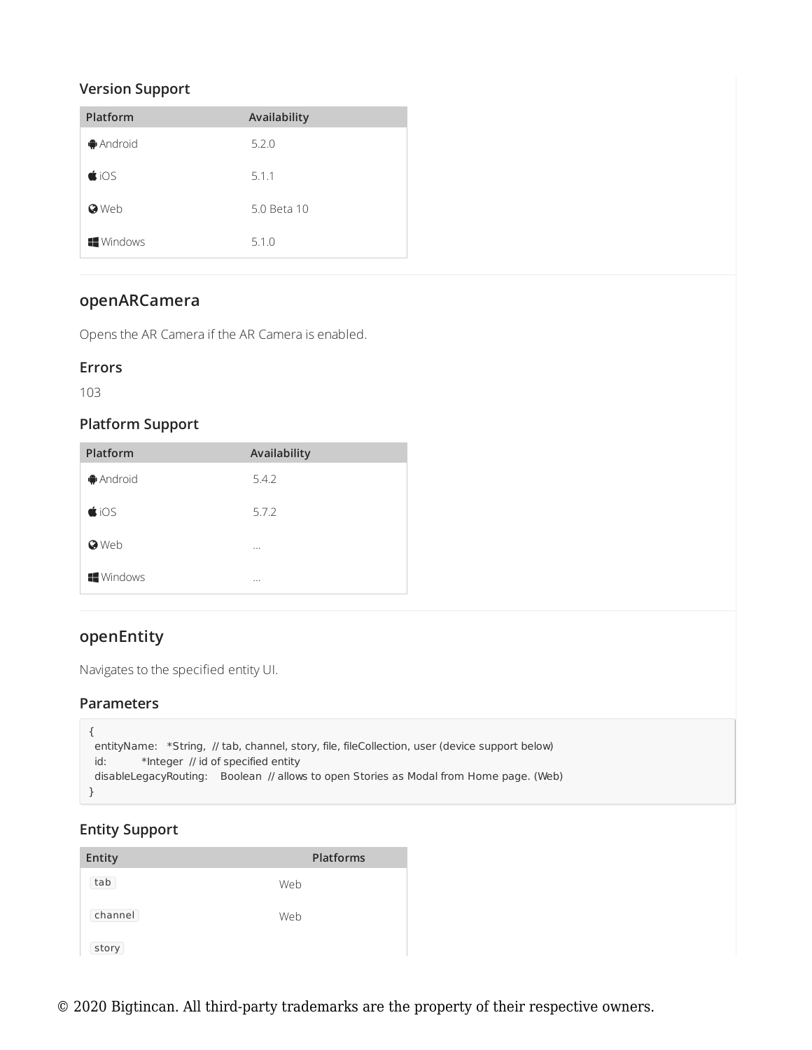### Version Support

| Platform | Availability |
|---|---|
| Android | 5.2.0 |
| iOS | 5.1.1 |
| Web | 5.0 Beta 10 |
| Windows | 5.1.0 |

## openARCamera

Opens the AR Camera if the AR Camera is enabled.

### Errors

103

### Platform Support

| Platform | Availability |
|---|---|
| Android | 5.4.2 |
| iOS | 5.7.2 |
| Web | ... |
| Windows | ... |

## openEntity

Navigates to the specified entity UI.

### Parameters

```
{
  entityName:   *String,  // tab, channel, story, file, fileCollection, user (device support below)
  id:          *Integer  // id of specified entity
  disableLegacyRouting:    Boolean  // allows to open Stories as Modal from Home page. (Web)
}
```

### Entity Support

| Entity | Platforms |
|---|---|
| `tab` | Web |
| `channel` | Web |
| `story` | |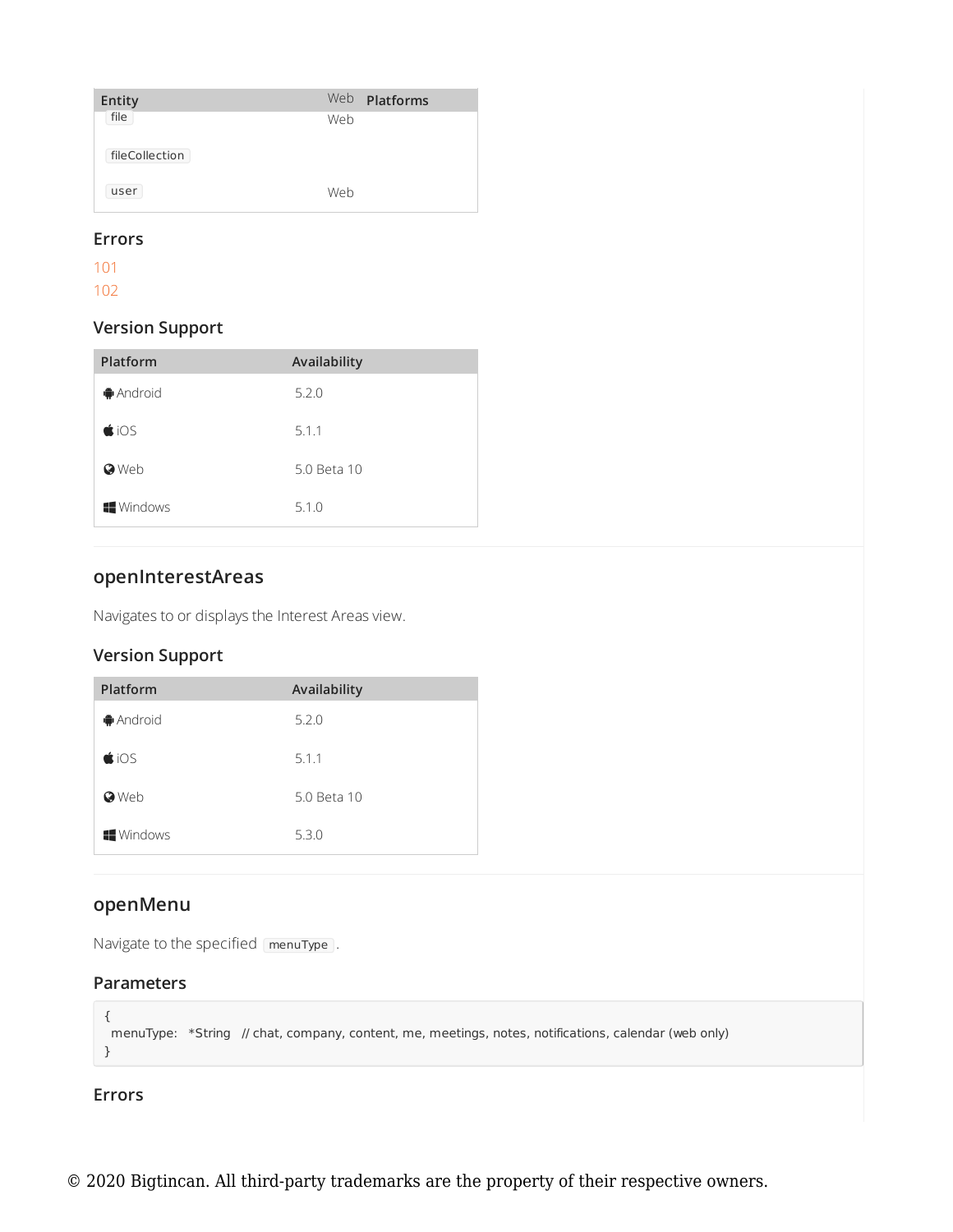| Entity | Platforms |
| --- | --- |
| `file` | Web |
| `fileCollection` | |
| `user` | Web |

### Errors

101
102

### Version Support

| Platform | Availability |
| --- | --- |
| Android | 5.2.0 |
| iOS | 5.1.1 |
| Web | 5.0 Beta 10 |
| Windows | 5.1.0 |

## openInterestAreas

Navigates to or displays the Interest Areas view.

### Version Support

| Platform | Availability |
| --- | --- |
| Android | 5.2.0 |
| iOS | 5.1.1 |
| Web | 5.0 Beta 10 |
| Windows | 5.3.0 |

## openMenu

Navigate to the specified `menuType`.

### Parameters

```
{
  menuType:   *String   // chat, company, content, me, meetings, notes, notifications, calendar (web only)
}
```

### Errors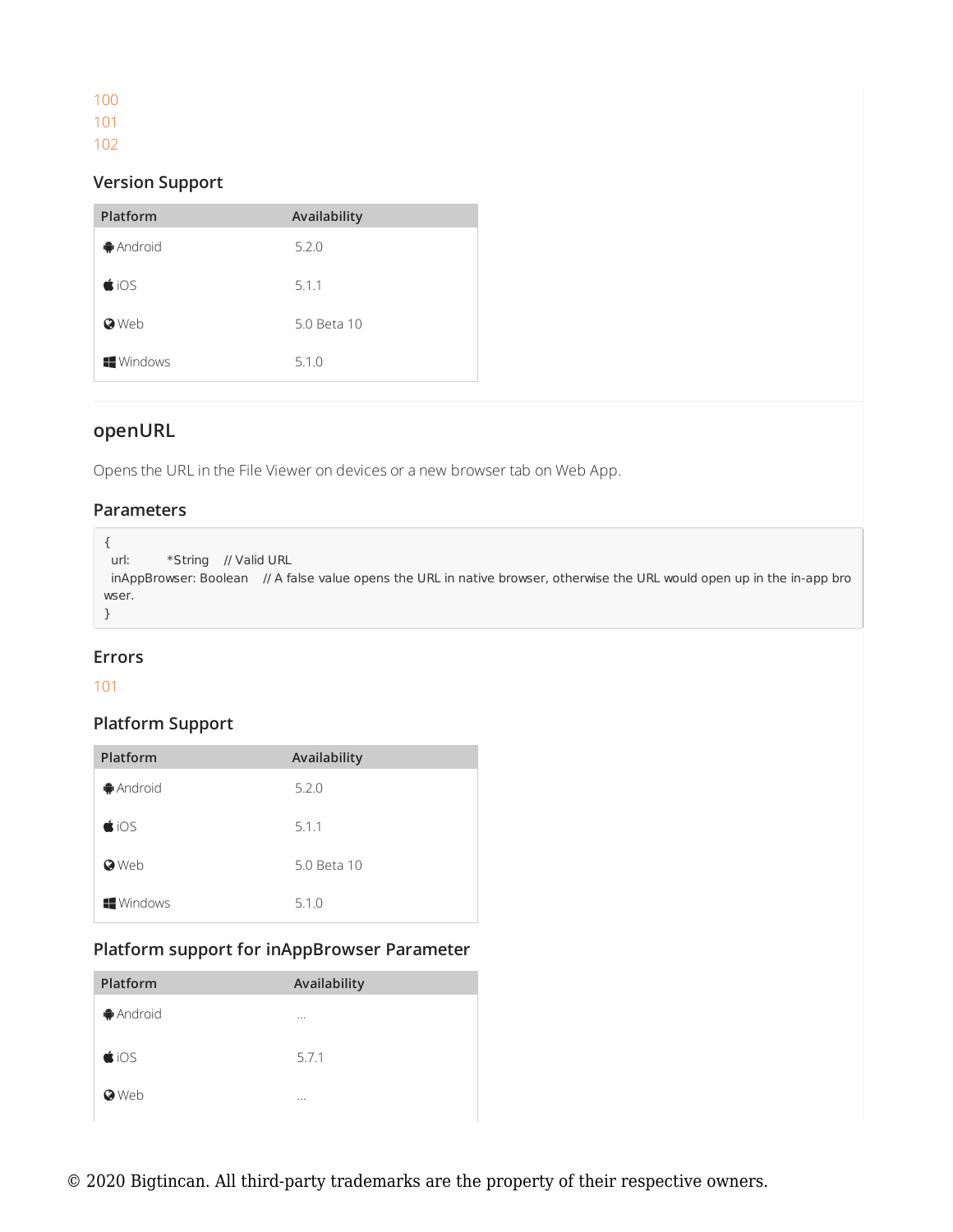100
101
102

### Version Support

| Platform | Availability |
| --- | --- |
| Android | 5.2.0 |
| iOS | 5.1.1 |
| Web | 5.0 Beta 10 |
| Windows | 5.1.0 |

## openURL

Opens the URL in the File Viewer on devices or a new browser tab on Web App.

### Parameters

```
{
  url:        *String    // Valid URL
  inAppBrowser: Boolean    // A false value opens the URL in native browser, otherwise the URL would open up in the in-app browser.
}
```

### Errors

101

### Platform Support

| Platform | Availability |
| --- | --- |
| Android | 5.2.0 |
| iOS | 5.1.1 |
| Web | 5.0 Beta 10 |
| Windows | 5.1.0 |

### Platform support for inAppBrowser Parameter

| Platform | Availability |
| --- | --- |
| Android | ... |
| iOS | 5.7.1 |
| Web | ... |

© 2020 Bigtincan. All third-party trademarks are the property of their respective owners.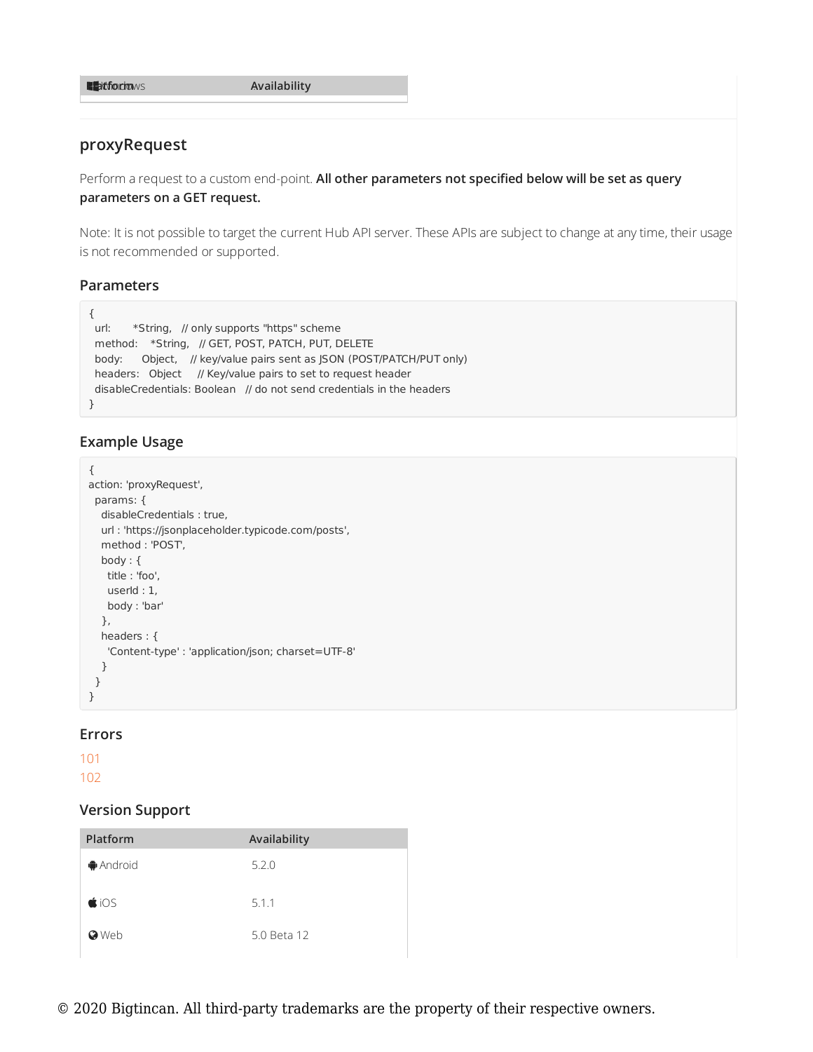| Platform | Availability |
|---|---|
| Windows | |

## proxyRequest

Perform a request to a custom end-point. **All other parameters not specified below will be set as query parameters on a GET request.**

Note: It is not possible to target the current Hub API server. These APIs are subject to change at any time, their usage is not recommended or supported.

### Parameters

```
{
  url:       *String,   // only supports "https" scheme
  method:    *String,   // GET, POST, PATCH, PUT, DELETE
  body:      Object,    // key/value pairs sent as JSON (POST/PATCH/PUT only)
  headers:   Object     // Key/value pairs to set to request header
  disableCredentials: Boolean   // do not send credentials in the headers
}
```

### Example Usage

```
{
action: 'proxyRequest',
  params: {
    disableCredentials : true,
    url : 'https://jsonplaceholder.typicode.com/posts',
    method : 'POST',
    body : {
      title : 'foo',
      userId : 1,
      body : 'bar'
    },
    headers : {
      'Content-type' : 'application/json; charset=UTF-8'
    }
  }
}
```

### Errors

101
102

### Version Support

| Platform | Availability |
|---|---|
| Android | 5.2.0 |
| iOS | 5.1.1 |
| Web | 5.0 Beta 12 |

© 2020 Bigtincan. All third-party trademarks are the property of their respective owners.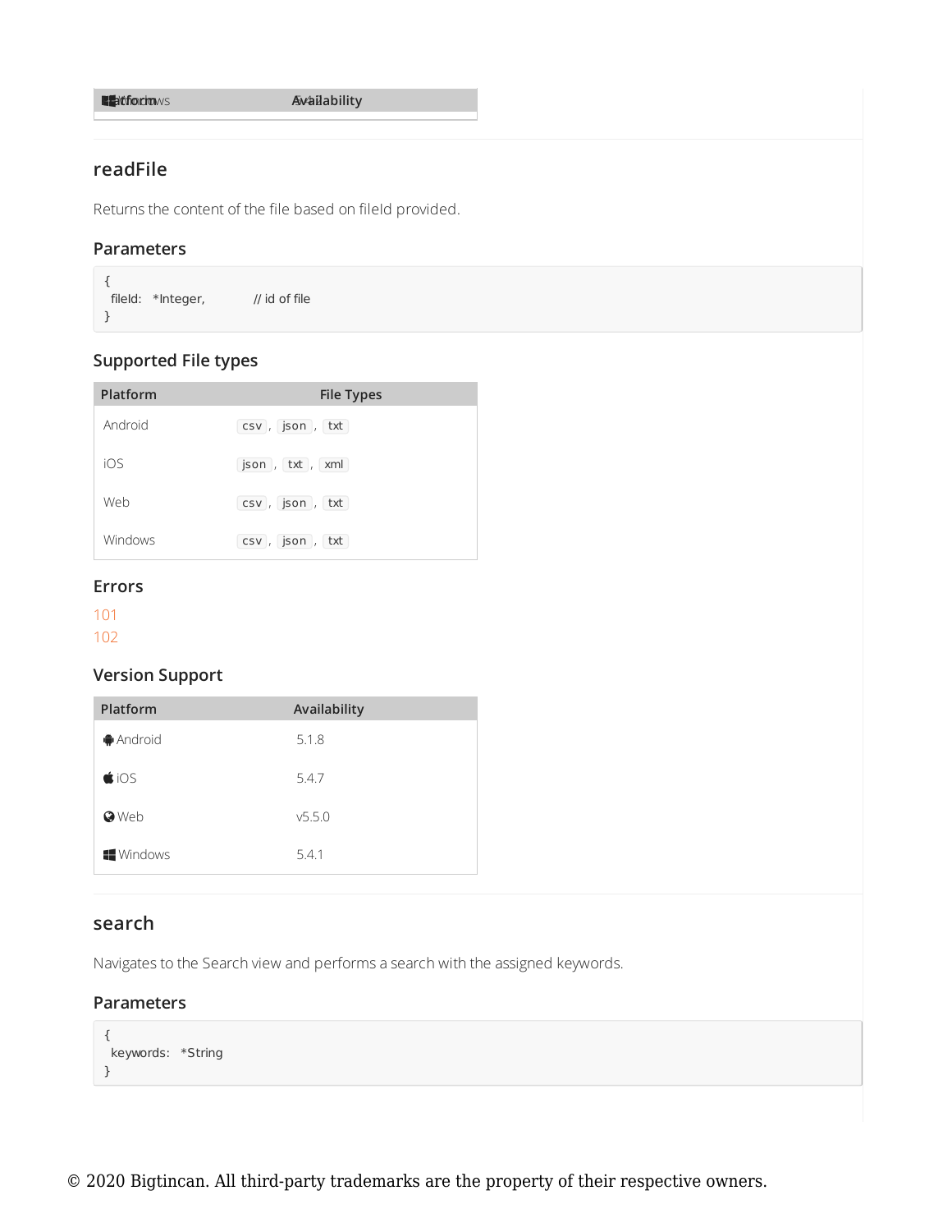| Platform | Availability |
|---|---|
| Windows | 5.4.2 |

## readFile

Returns the content of the file based on fileId provided.

### Parameters

```
{
  fileId:   *Integer,            // id of file
}
```

### Supported File types

| Platform | File Types |
|---|---|
| Android | `csv`, `json`, `txt` |
| iOS | `json`, `txt`, `xml` |
| Web | `csv`, `json`, `txt` |
| Windows | `csv`, `json`, `txt` |

### Errors

101
102

### Version Support

| Platform | Availability |
|---|---|
| Android | 5.1.8 |
| iOS | 5.4.7 |
| Web | v5.5.0 |
| Windows | 5.4.1 |

## search

Navigates to the Search view and performs a search with the assigned keywords.

### Parameters

```
{
  keywords:   *String
}
```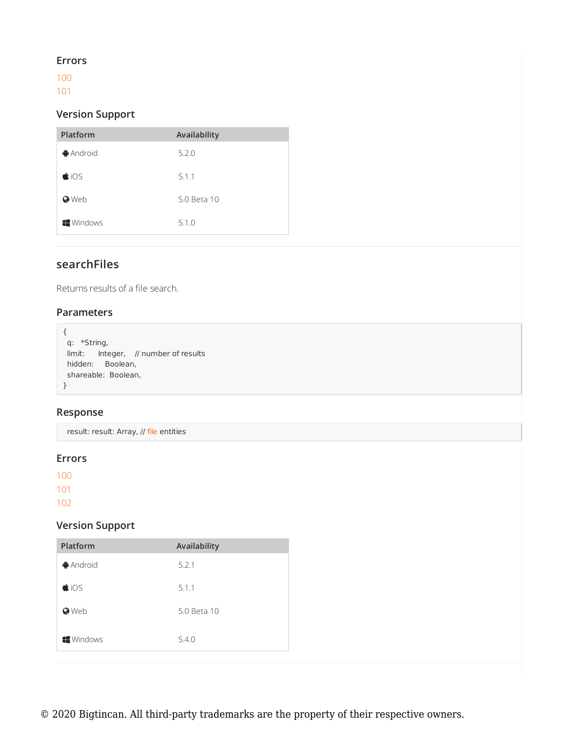### Errors

100
101

### Version Support

| Platform | Availability |
| --- | --- |
| Android | 5.2.0 |
| iOS | 5.1.1 |
| Web | 5.0 Beta 10 |
| Windows | 5.1.0 |

## searchFiles

Returns results of a file search.

### Parameters

```
{
  q:   *String,
  limit:      Integer,    // number of results
  hidden:     Boolean,
  shareable:  Boolean,
}
```

### Response

```
result: result: Array, // file entities
```

### Errors

100
101
102

### Version Support

| Platform | Availability |
| --- | --- |
| Android | 5.2.1 |
| iOS | 5.1.1 |
| Web | 5.0 Beta 10 |
| Windows | 5.4.0 |

© 2020 Bigtincan. All third-party trademarks are the property of their respective owners.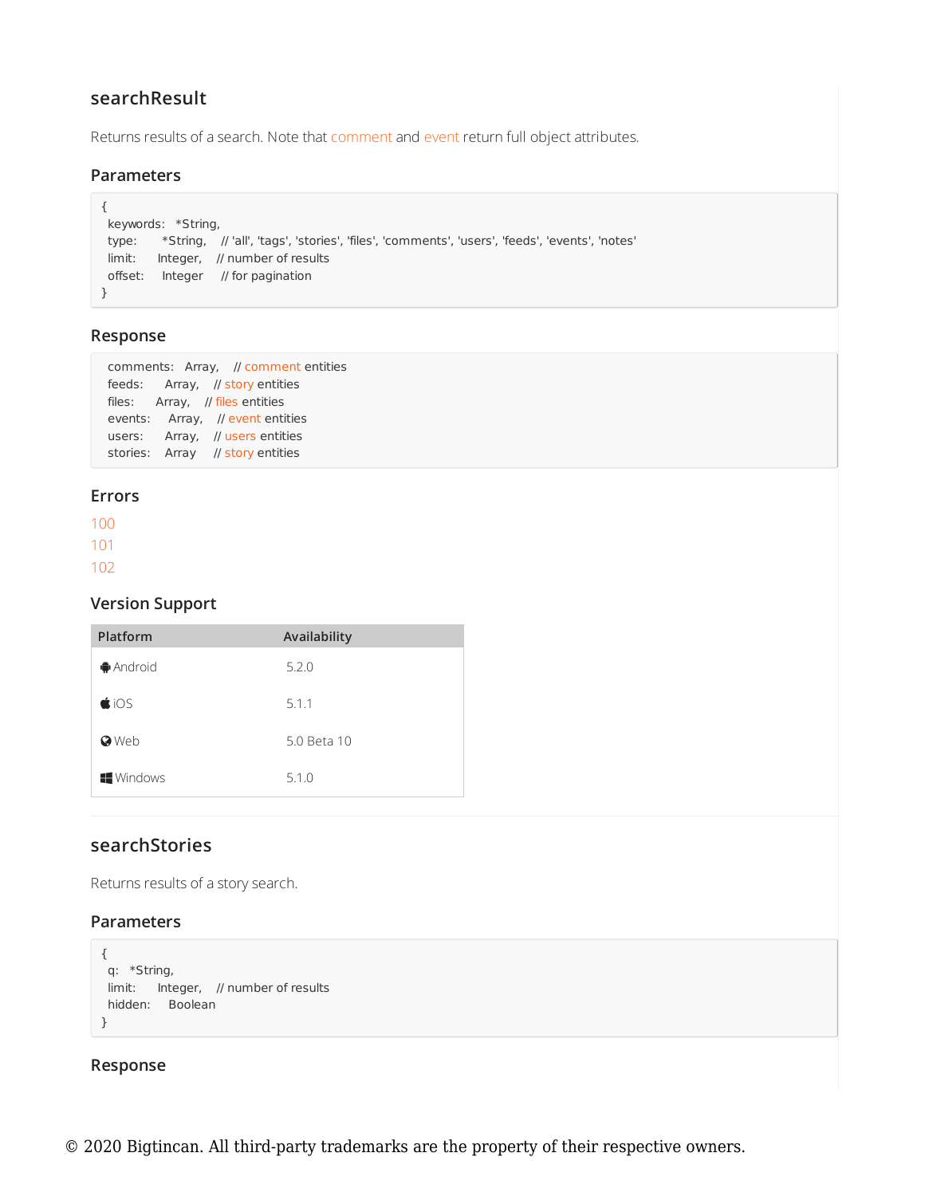## searchResult

Returns results of a search. Note that comment and event return full object attributes.

### Parameters

```
{
  keywords:   *String,
  type:       *String,    // 'all', 'tags', 'stories', 'files', 'comments', 'users', 'feeds', 'events', 'notes'
  limit:      Integer,    // number of results
  offset:     Integer     // for pagination
}
```

### Response

```
  comments:   Array,    // comment entities
  feeds:      Array,    // story entities
  files:      Array,    // files entities
  events:     Array,    // event entities
  users:      Array,    // users entities
  stories:    Array     // story entities
```

### Errors

100
101
102

### Version Support

| Platform | Availability |
|---|---|
| Android | 5.2.0 |
| iOS | 5.1.1 |
| Web | 5.0 Beta 10 |
| Windows | 5.1.0 |

## searchStories

Returns results of a story search.

### Parameters

```
{
  q:   *String,
  limit:      Integer,    // number of results
  hidden:     Boolean
}
```

### Response

© 2020 Bigtincan. All third-party trademarks are the property of their respective owners.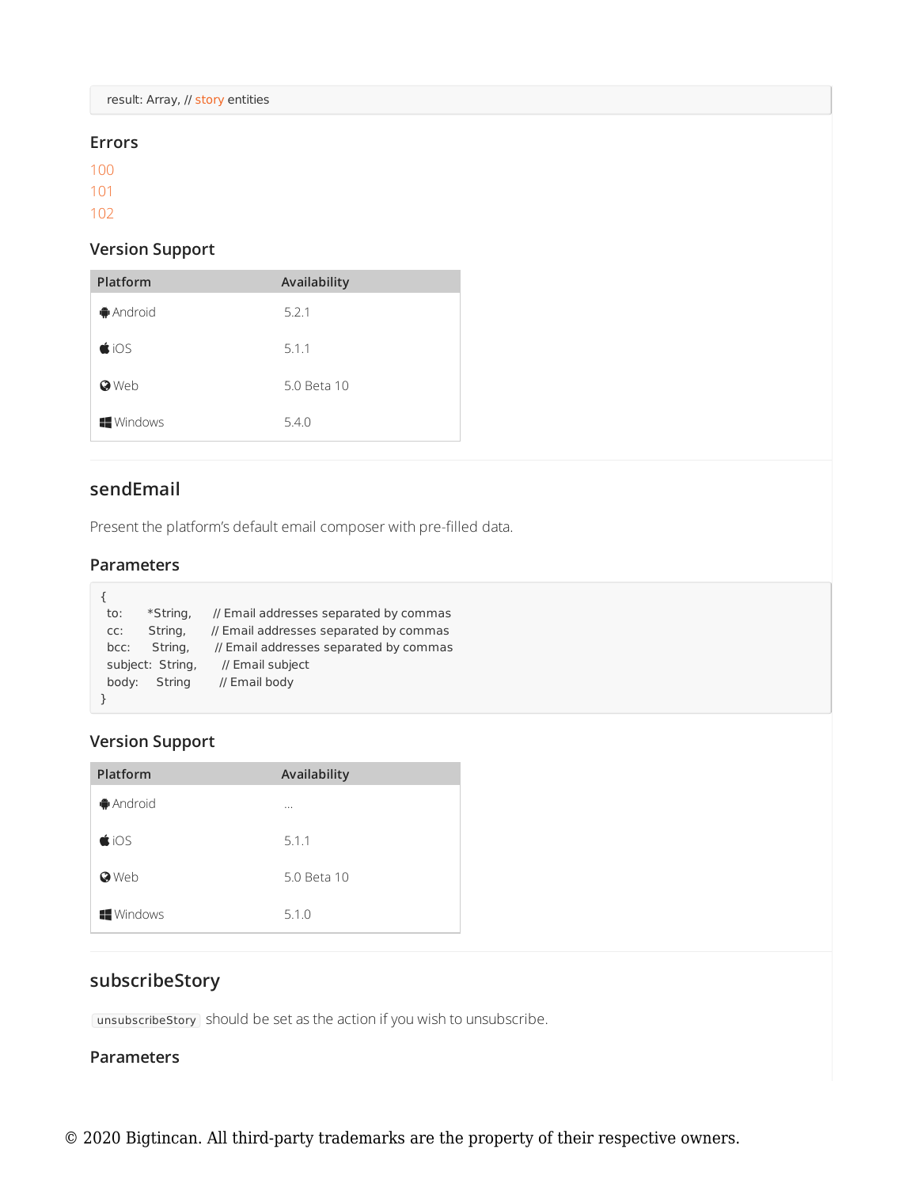```
result: Array, // story entities
```

### Errors

100
101
102

### Version Support

| Platform | Availability |
| --- | --- |
| Android | 5.2.1 |
| iOS | 5.1.1 |
| Web | 5.0 Beta 10 |
| Windows | 5.4.0 |

## sendEmail

Present the platform's default email composer with pre-filled data.

### Parameters

```
{
  to:      *String,     // Email addresses separated by commas
  cc:       String,     // Email addresses separated by commas
  bcc:      String,     // Email addresses separated by commas
  subject:  String,     // Email subject
  body:     String      // Email body
}
```

### Version Support

| Platform | Availability |
| --- | --- |
| Android | ... |
| iOS | 5.1.1 |
| Web | 5.0 Beta 10 |
| Windows | 5.1.0 |

## subscribeStory

`unsubscribeStory` should be set as the action if you wish to unsubscribe.

### Parameters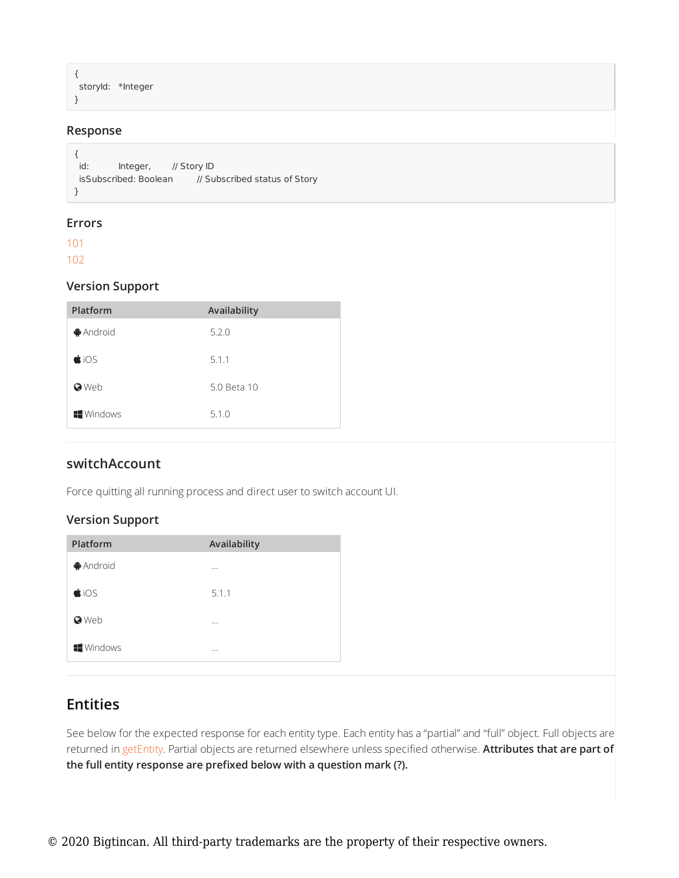```
{
  storyId:   *Integer
}
```

### Response

```
{
  id:          Integer,       // Story ID
  isSubscribed: Boolean       // Subscribed status of Story
}
```

### Errors

101
102

### Version Support

| Platform | Availability |
| --- | --- |
| Android | 5.2.0 |
| iOS | 5.1.1 |
| Web | 5.0 Beta 10 |
| Windows | 5.1.0 |

## switchAccount

Force quitting all running process and direct user to switch account UI.

### Version Support

| Platform | Availability |
| --- | --- |
| Android | ... |
| iOS | 5.1.1 |
| Web | ... |
| Windows | ... |

# Entities

See below for the expected response for each entity type. Each entity has a "partial" and "full" object. Full objects are returned in getEntity. Partial objects are returned elsewhere unless specified otherwise. **Attributes that are part of the full entity response are prefixed below with a question mark (?).**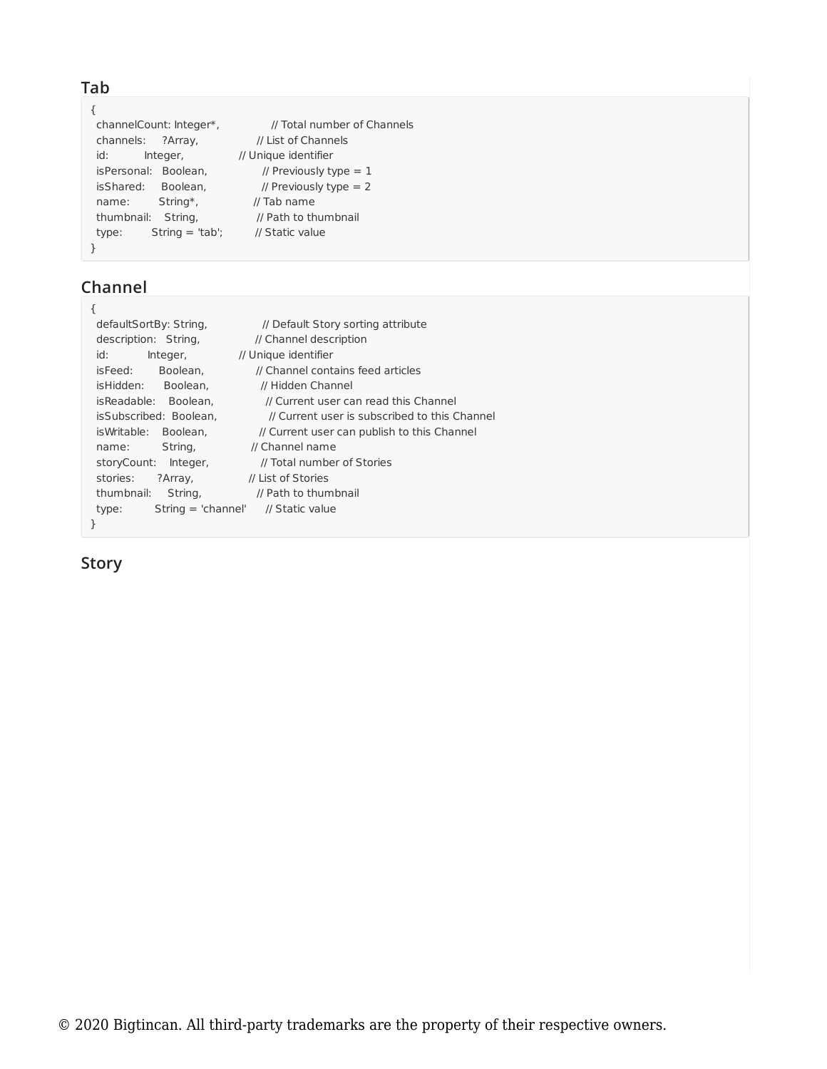## Tab

```
{
  channelCount: Integer*,          // Total number of Channels
  channels:     ?Array,            // List of Channels
  id:           Integer,           // Unique identifier
  isPersonal:   Boolean,           // Previously type = 1
  isShared:     Boolean,           // Previously type = 2
  name:         String*,           // Tab name
  thumbnail:    String,            // Path to thumbnail
  type:         String = 'tab';    // Static value
}
```

## Channel

```
{
  defaultSortBy: String,           // Default Story sorting attribute
  description:   String,           // Channel description
  id:            Integer,          // Unique identifier
  isFeed:        Boolean,          // Channel contains feed articles
  isHidden:      Boolean,          // Hidden Channel
  isReadable:    Boolean,          // Current user can read this Channel
  isSubscribed:  Boolean,          // Current user is subscribed to this Channel
  isWritable:    Boolean,          // Current user can publish to this Channel
  name:          String,           // Channel name
  storyCount:    Integer,          // Total number of Stories
  stories:       ?Array,           // List of Stories
  thumbnail:     String,           // Path to thumbnail
  type:          String = 'channel'  // Static value
}
```

## Story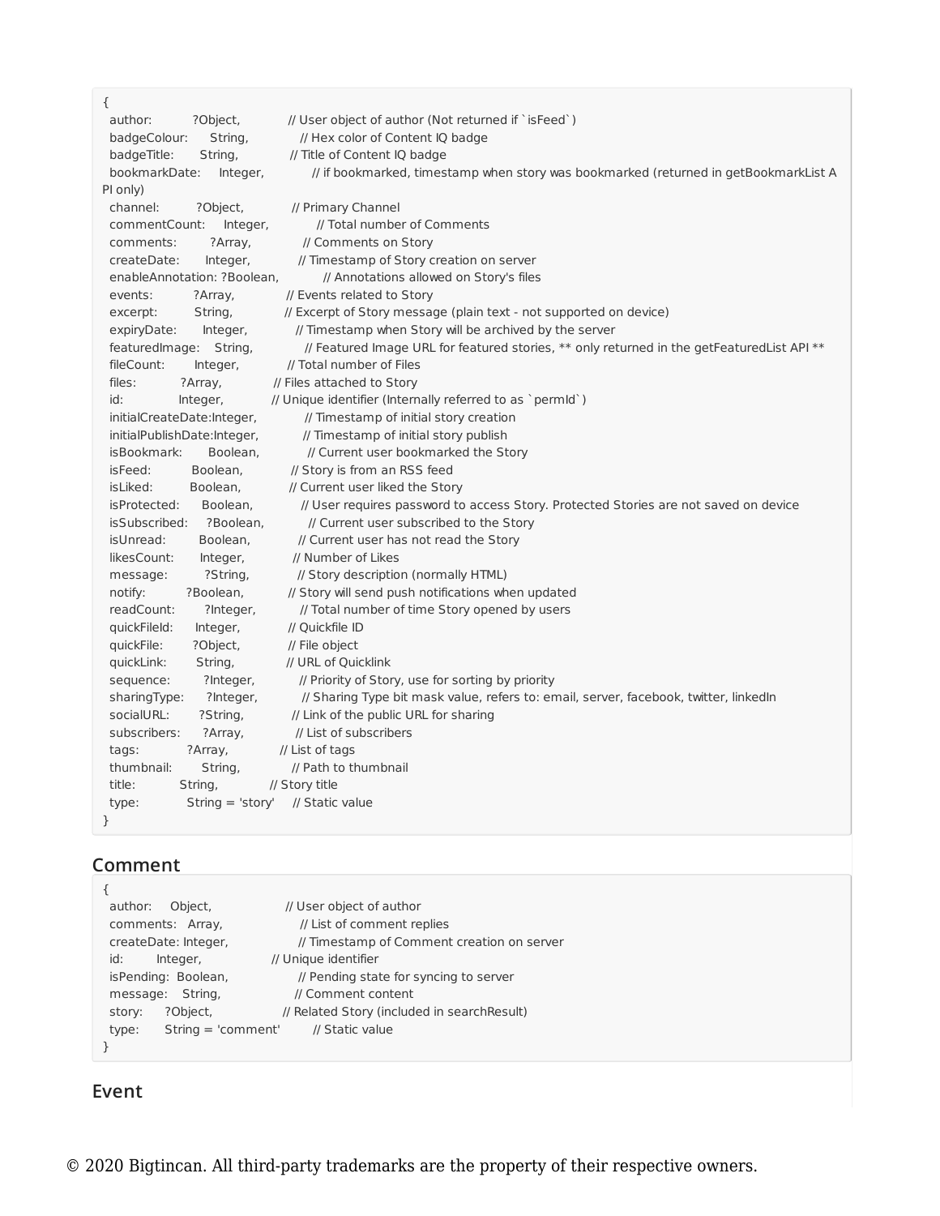```
{
  author:          ?Object,            // User object of author (Not returned if `isFeed`)
  badgeColour:     String,             // Hex color of Content IQ badge
  badgeTitle:      String,             // Title of Content IQ badge
  bookmarkDate:    Integer,            // if bookmarked, timestamp when story was bookmarked (returned in getBookmarkList API only)
  channel:         ?Object,            // Primary Channel
  commentCount:    Integer,            // Total number of Comments
  comments:        ?Array,             // Comments on Story
  createDate:      Integer,            // Timestamp of Story creation on server
  enableAnnotation: ?Boolean,          // Annotations allowed on Story's files
  events:          ?Array,             // Events related to Story
  excerpt:         String,             // Excerpt of Story message (plain text - not supported on device)
  expiryDate:      Integer,            // Timestamp when Story will be archived by the server
  featuredImage:   String,             // Featured Image URL for featured stories, ** only returned in the getFeaturedList API **
  fileCount:       Integer,            // Total number of Files
  files:           ?Array,             // Files attached to Story
  id:              Integer,            // Unique identifier (Internally referred to as `permId`)
  initialCreateDate:Integer,           // Timestamp of initial story creation
  initialPublishDate:Integer,          // Timestamp of initial story publish
  isBookmark:      Boolean,            // Current user bookmarked the Story
  isFeed:          Boolean,            // Story is from an RSS feed
  isLiked:         Boolean,            // Current user liked the Story
  isProtected:     Boolean,            // User requires password to access Story. Protected Stories are not saved on device
  isSubscribed:    ?Boolean,           // Current user subscribed to the Story
  isUnread:        Boolean,            // Current user has not read the Story
  likesCount:      Integer,            // Number of Likes
  message:         ?String,            // Story description (normally HTML)
  notify:          ?Boolean,           // Story will send push notifications when updated
  readCount:       ?Integer,           // Total number of time Story opened by users
  quickFileId:     Integer,            // Quickfile ID
  quickFile:       ?Object,            // File object
  quickLink:       String,             // URL of Quicklink
  sequence:        ?Integer,           // Priority of Story, use for sorting by priority
  sharingType:     ?Integer,           // Sharing Type bit mask value, refers to: email, server, facebook, twitter, linkedIn
  socialURL:       ?String,            // Link of the public URL for sharing
  subscribers:     ?Array,             // List of subscribers
  tags:            ?Array,             // List of tags
  thumbnail:       String,             // Path to thumbnail
  title:           String,             // Story title
  type:            String = 'story'    // Static value
}
```

## Comment

```
{
  author:     Object,                  // User object of author
  comments:   Array,                   // List of comment replies
  createDate: Integer,                 // Timestamp of Comment creation on server
  id:         Integer,                 // Unique identifier
  isPending:  Boolean,                 // Pending state for syncing to server
  message:    String,                  // Comment content
  story:      ?Object,                 // Related Story (included in searchResult)
  type:       String = 'comment'       // Static value
}
```

## Event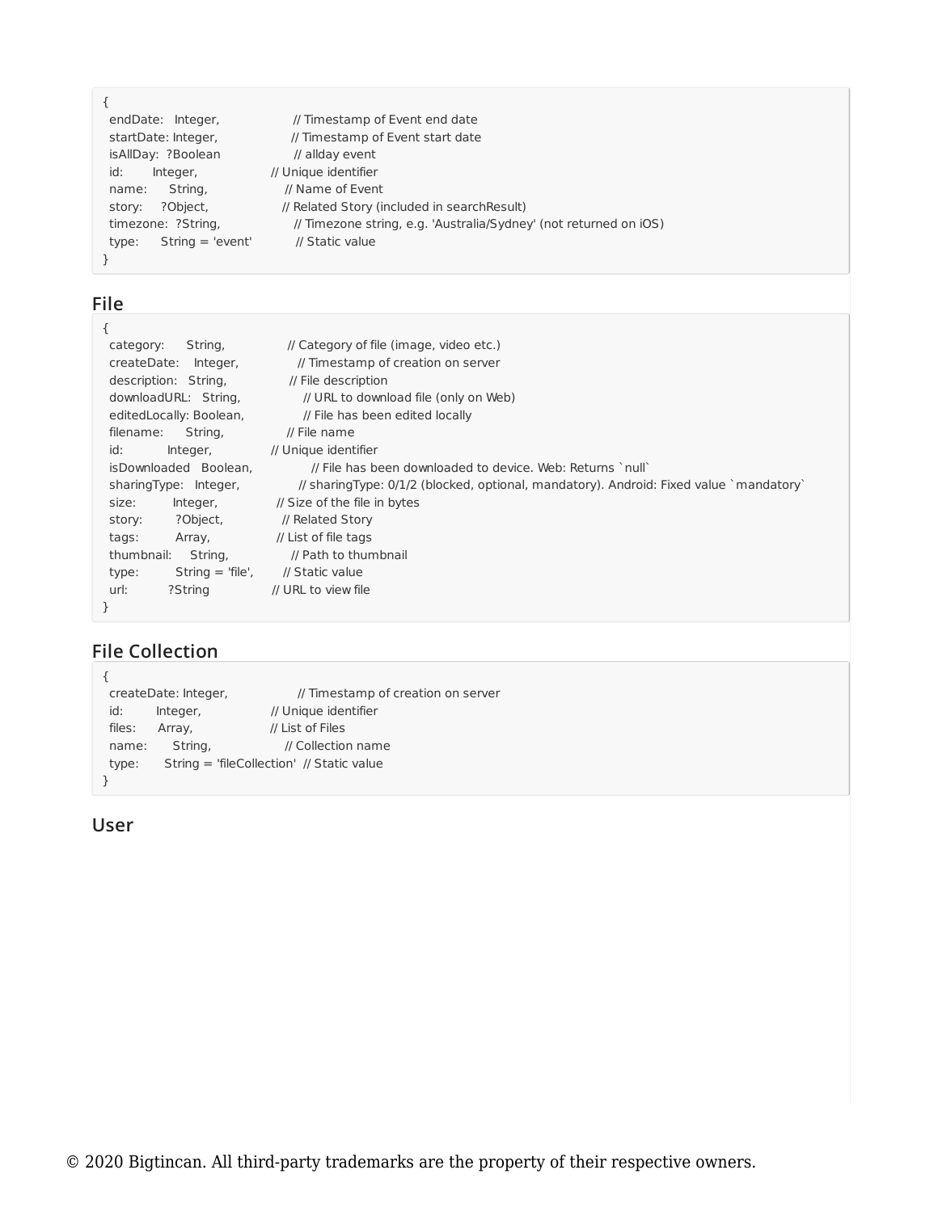```
{
  endDate:   Integer,                   // Timestamp of Event end date
  startDate: Integer,                   // Timestamp of Event start date
  isAllDay:  ?Boolean                   // allday event
  id:        Integer,                   // Unique identifier
  name:      String,                    // Name of Event
  story:     ?Object,                   // Related Story (included in searchResult)
  timezone:  ?String,                   // Timezone string, e.g. 'Australia/Sydney' (not returned on iOS)
  type:      String = 'event'           // Static value
}
```

## File

```
{
  category:      String,                // Category of file (image, video etc.)
  createDate:    Integer,               // Timestamp of creation on server
  description:   String,                // File description
  downloadURL:   String,                // URL to download file (only on Web)
  editedLocally: Boolean,               // File has been edited locally
  filename:      String,                // File name
  id:            Integer,               // Unique identifier
  isDownloaded   Boolean,               // File has been downloaded to device. Web: Returns `null`
  sharingType:   Integer,               // sharingType: 0/1/2 (blocked, optional, mandatory). Android: Fixed value `mandatory`
  size:          Integer,               // Size of the file in bytes
  story:         ?Object,               // Related Story
  tags:          Array,                 // List of file tags
  thumbnail:     String,                // Path to thumbnail
  type:          String = 'file',       // Static value
  url:           ?String                // URL to view file
}
```

## File Collection

```
{
  createDate: Integer,                  // Timestamp of creation on server
  id:         Integer,                  // Unique identifier
  files:      Array,                    // List of Files
  name:       String,                   // Collection name
  type:       String = 'fileCollection'  // Static value
}
```

## User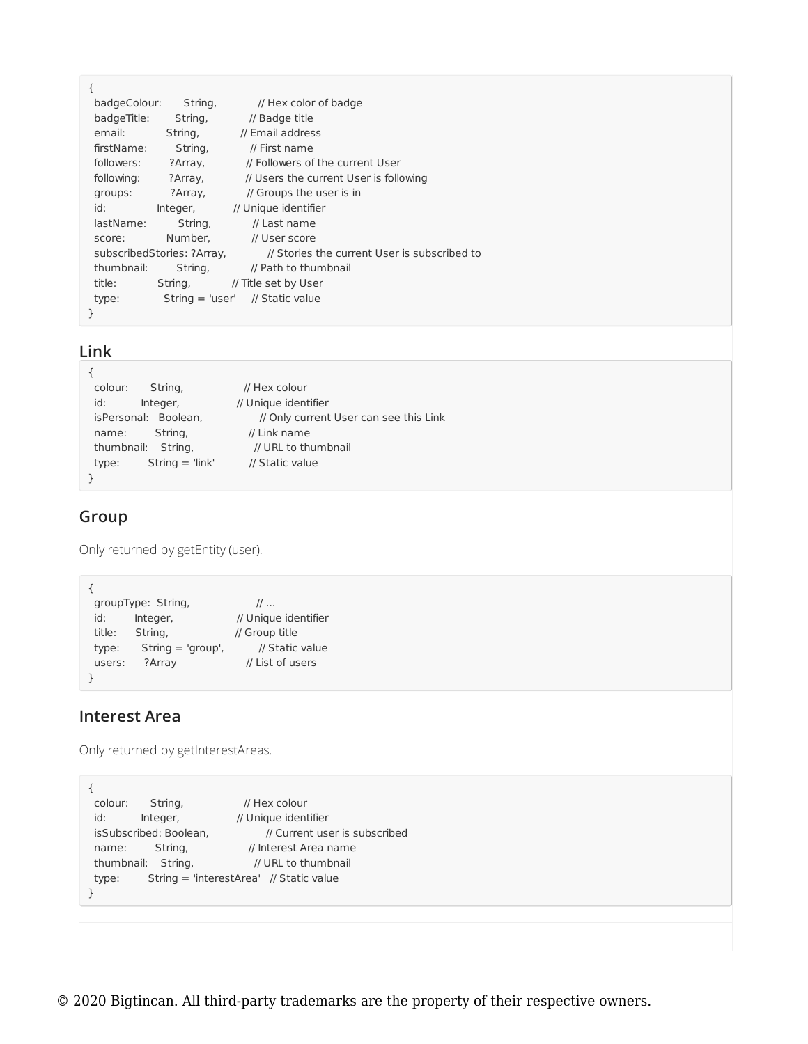```
{
  badgeColour:       String,             // Hex color of badge
  badgeTitle:        String,             // Badge title
  email:             String,             // Email address
  firstName:         String,             // First name
  followers:         ?Array,             // Followers of the current User
  following:         ?Array,             // Users the current User is following
  groups:            ?Array,             // Groups the user is in
  id:                Integer,            // Unique identifier
  lastName:          String,             // Last name
  score:             Number,             // User score
  subscribedStories: ?Array,             // Stories the current User is subscribed to
  thumbnail:         String,             // Path to thumbnail
  title:             String,             // Title set by User
  type:              String = 'user'     // Static value
}
```

## Link

```
{
  colour:      String,                  // Hex colour
  id:          Integer,                 // Unique identifier
  isPersonal:  Boolean,                 // Only current User can see this Link
  name:        String,                  // Link name
  thumbnail:   String,                  // URL to thumbnail
  type:        String = 'link'          // Static value
}
```

## Group

Only returned by getEntity (user).

```
{
  groupType:  String,                   // ...
  id:         Integer,                  // Unique identifier
  title:      String,                   // Group title
  type:       String = 'group',         // Static value
  users:      ?Array                    // List of users
}
```

## Interest Area

Only returned by getInterestAreas.

```
{
  colour:       String,                 // Hex colour
  id:           Integer,                // Unique identifier
  isSubscribed: Boolean,                // Current user is subscribed
  name:         String,                 // Interest Area name
  thumbnail:    String,                 // URL to thumbnail
  type:         String = 'interestArea'   // Static value
}
```

© 2020 Bigtincan. All third-party trademarks are the property of their respective owners.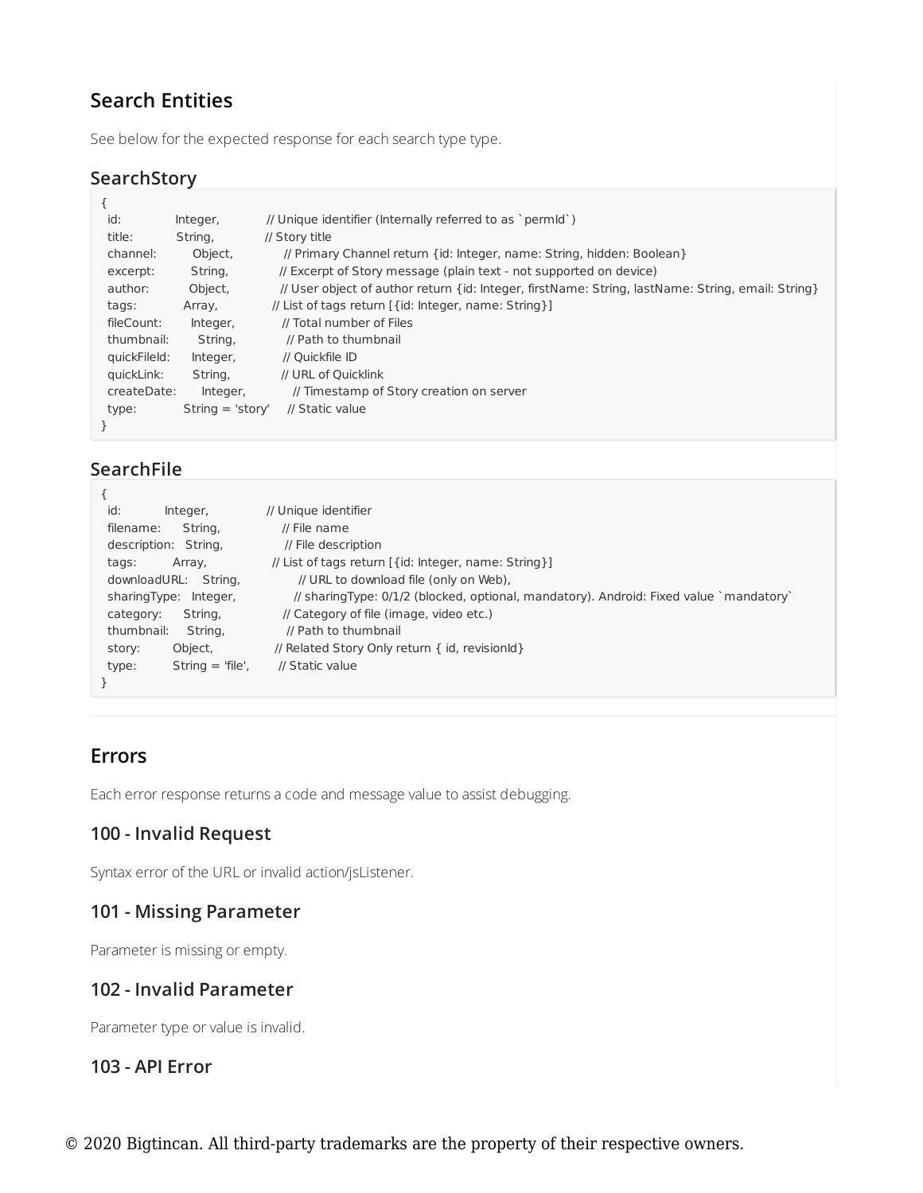## Search Entities

See below for the expected response for each search type type.

### SearchStory

```
{
  id:            Integer,           // Unique identifier (Internally referred to as `permId`)
  title:         String,            // Story title
  channel:       Object,            // Primary Channel return {id: Integer, name: String, hidden: Boolean}
  excerpt:       String,            // Excerpt of Story message (plain text - not supported on device)
  author:        Object,            // User object of author return {id: Integer, firstName: String, lastName: String, email: String}
  tags:          Array,             // List of tags return [{id: Integer, name: String}]
  fileCount:     Integer,           // Total number of Files
  thumbnail:     String,            // Path to thumbnail
  quickFileId:   Integer,           // Quickfile ID
  quickLink:     String,            // URL of Quicklink
  createDate:    Integer,           // Timestamp of Story creation on server
  type:          String = 'story'   // Static value
}
```

### SearchFile

```
{
  id:            Integer,           // Unique identifier
  filename:      String,            // File name
  description:   String,            // File description
  tags:          Array,             // List of tags return [{id: Integer, name: String}]
  downloadURL:   String,            // URL to download file (only on Web),
  sharingType:   Integer,           // sharingType: 0/1/2 (blocked, optional, mandatory). Android: Fixed value `mandatory`
  category:      String,            // Category of file (image, video etc.)
  thumbnail:     String,            // Path to thumbnail
  story:         Object,            // Related Story Only return { id, revisionId}
  type:          String = 'file',   // Static value
}
```

## Errors

Each error response returns a code and message value to assist debugging.

### 100 - Invalid Request

Syntax error of the URL or invalid action/jsListener.

### 101 - Missing Parameter

Parameter is missing or empty.

### 102 - Invalid Parameter

Parameter type or value is invalid.

### 103 - API Error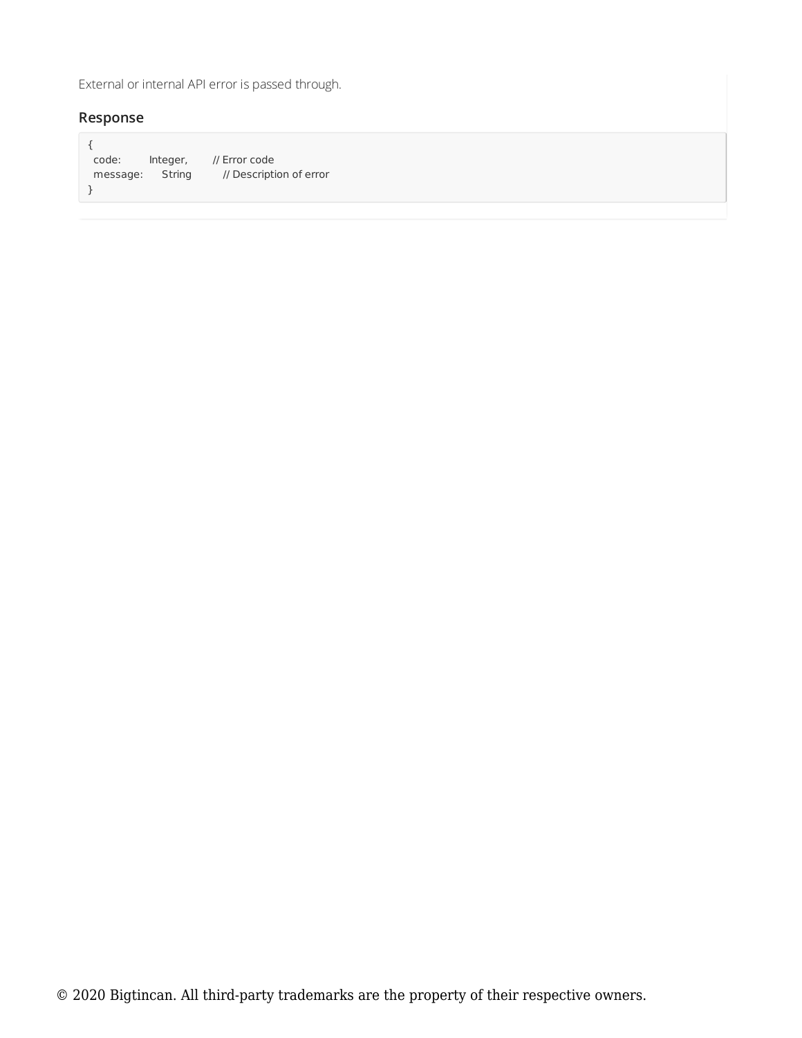External or internal API error is passed through.

### Response

```
{
  code:        Integer,       // Error code
  message:     String         // Description of error
}
```